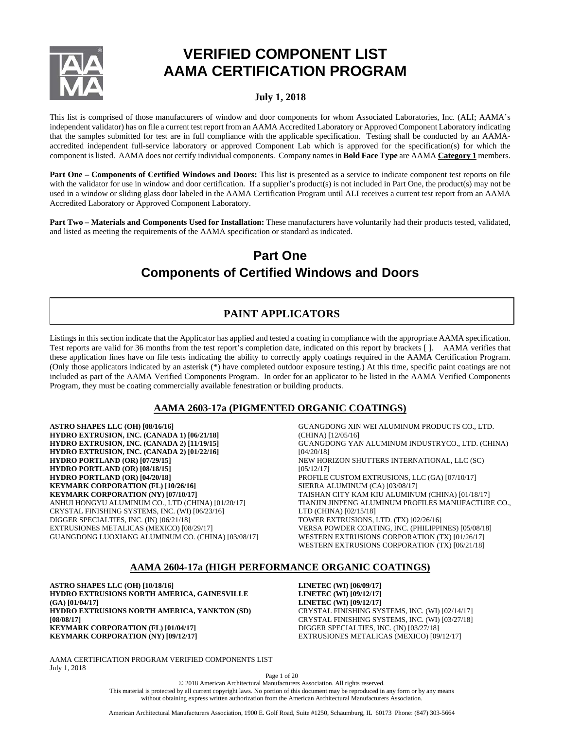# VERIFIED COMPONENT LIST
# AAMA CERTIFICATION PROGRAM

**July 1, 2018**

This list is comprised of those manufacturers of window and door components for whom Associated Laboratories, Inc. (ALI; AAMA's independent validator) has on file a current test report from an AAMA Accredited Laboratory or Approved Component Laboratory indicating that the samples submitted for test are in full compliance with the applicable specification. Testing shall be conducted by an AAMA-accredited independent full-service laboratory or approved Component Lab which is approved for the specification(s) for which the component is listed. AAMA does not certify individual components. Company names in **Bold Face Type** are AAMA **Category 1** members.

**Part One – Components of Certified Windows and Doors:** This list is presented as a service to indicate component test reports on file with the validator for use in window and door certification. If a supplier's product(s) is not included in Part One, the product(s) may not be used in a window or sliding glass door labeled in the AAMA Certification Program until ALI receives a current test report from an AAMA Accredited Laboratory or Approved Component Laboratory.

**Part Two – Materials and Components Used for Installation:** These manufacturers have voluntarily had their products tested, validated, and listed as meeting the requirements of the AAMA specification or standard as indicated.

## Part One
## Components of Certified Windows and Doors

### PAINT APPLICATORS

Listings in this section indicate that the Applicator has applied and tested a coating in compliance with the appropriate AAMA specification. Test reports are valid for 36 months from the test report's completion date, indicated on this report by brackets [ ]. AAMA verifies that these application lines have on file tests indicating the ability to correctly apply coatings required in the AAMA Certification Program. (Only those applicators indicated by an asterisk (*) have completed outdoor exposure testing.) At this time, specific paint coatings are not included as part of the AAMA Verified Components Program. In order for an applicator to be listed in the AAMA Verified Components Program, they must be coating commercially available fenestration or building products.

#### AAMA 2603-17a (PIGMENTED ORGANIC COATINGS)

**ASTRO SHAPES LLC (OH) [08/16/16]**
**HYDRO EXTRUSION, INC. (CANADA 1) [06/21/18]**
**HYDRO EXTRUSION, INC. (CANADA 2) [11/19/15]**
**HYDRO EXTRUSION, INC. (CANADA 2) [01/22/16]**
**HYDRO PORTLAND (OR) [07/29/15]**
**HYDRO PORTLAND (OR) [08/18/15]**
**HYDRO PORTLAND (OR) [04/20/18]**
**KEYMARK CORPORATION (FL) [10/26/16]**
**KEYMARK CORPORATION (NY) [07/10/17]**
ANHUI HONGYU ALUMINUM CO., LTD (CHINA) [01/20/17]
CRYSTAL FINISHING SYSTEMS, INC. (WI) [06/23/16]
DIGGER SPECIALTIES, INC. (IN) [06/21/18]
EXTRUSIONES METALICAS (MEXICO) [08/29/17]
GUANGDONG LUOXIANG ALUMINUM CO. (CHINA) [03/08/17]
GUANGDONG XIN WEI ALUMINUM PRODUCTS CO., LTD. (CHINA) [12/05/16]
GUANGDONG YAN ALUMINUM INDUSTRYCO., LTD. (CHINA) [04/20/18]
NEW HORIZON SHUTTERS INTERNATIONAL, LLC (SC) [05/12/17]
PROFILE CUSTOM EXTRUSIONS, LLC (GA) [07/10/17]
SIERRA ALUMINUM (CA) [03/08/17]
TAISHAN CITY KAM KIU ALUMINUM (CHINA) [01/18/17]
TIANJIN JINPENG ALUMINUM PROFILES MANUFACTURE CO., LTD (CHINA) [02/15/18]
TOWER EXTRUSIONS, LTD. (TX) [02/26/16]
VERSA POWDER COATING, INC. (PHILIPPINES) [05/08/18]
WESTERN EXTRUSIONS CORPORATION (TX) [01/26/17]
WESTERN EXTRUSIONS CORPORATION (TX) [06/21/18]

#### AAMA 2604-17a (HIGH PERFORMANCE ORGANIC COATINGS)

**ASTRO SHAPES LLC (OH) [10/18/16]**
**HYDRO EXTRUSIONS NORTH AMERICA, GAINESVILLE (GA) [01/04/17]**
**HYDRO EXTRUSIONS NORTH AMERICA, YANKTON (SD) [08/08/17]**
**KEYMARK CORPORATION (FL) [01/04/17]**
**KEYMARK CORPORATION (NY) [09/12/17]**
**LINETEC (WI) [06/09/17]**
**LINETEC (WI) [09/12/17]**
**LINETEC (WI) [09/12/17]**
CRYSTAL FINISHING SYSTEMS, INC. (WI) [02/14/17]
CRYSTAL FINISHING SYSTEMS, INC. (WI) [03/27/18]
DIGGER SPECIALTIES, INC. (IN) [03/27/18]
EXTRUSIONES METALICAS (MEXICO) [09/12/17]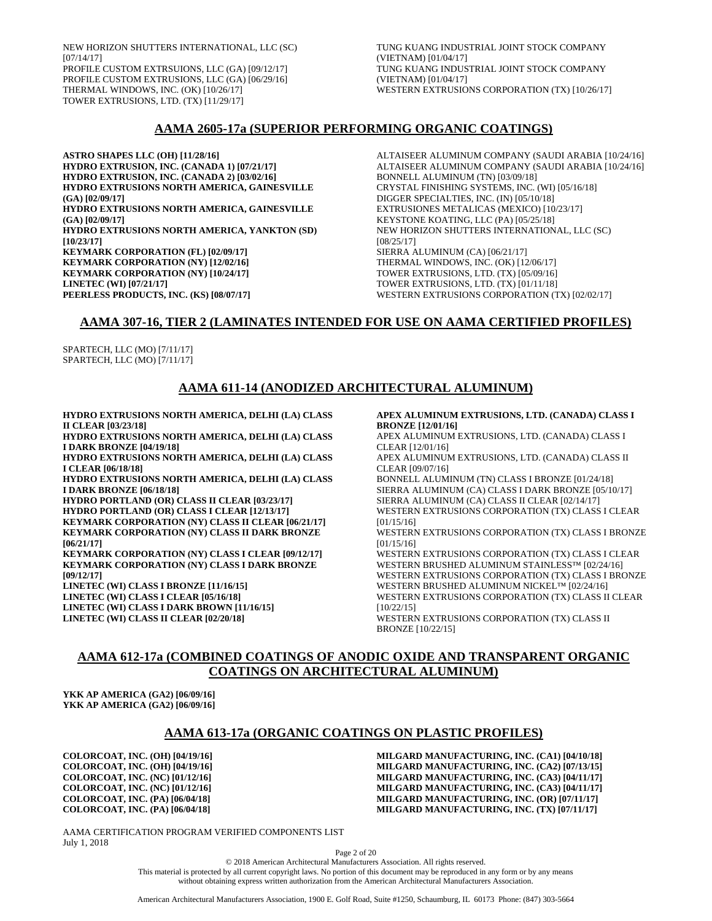NEW HORIZON SHUTTERS INTERNATIONAL, LLC (SC) [07/14/17]
PROFILE CUSTOM EXTRSUIONS, LLC (GA) [09/12/17]
PROFILE CUSTOM EXTRUSIONS, LLC (GA) [06/29/16]
THERMAL WINDOWS, INC. (OK) [10/26/17]
TOWER EXTRUSIONS, LTD. (TX) [11/29/17]
TUNG KUANG INDUSTRIAL JOINT STOCK COMPANY (VIETNAM) [01/04/17]
TUNG KUANG INDUSTRIAL JOINT STOCK COMPANY (VIETNAM) [01/04/17]
WESTERN EXTRUSIONS CORPORATION (TX) [10/26/17]

## AAMA 2605-17a (SUPERIOR PERFORMING ORGANIC COATINGS)

**ASTRO SHAPES LLC (OH) [11/28/16]**
**HYDRO EXTRUSION, INC. (CANADA 1) [07/21/17]**
**HYDRO EXTRUSION, INC. (CANADA 2) [03/02/16]**
**HYDRO EXTRUSIONS NORTH AMERICA, GAINESVILLE (GA) [02/09/17]**
**HYDRO EXTRUSIONS NORTH AMERICA, GAINESVILLE (GA) [02/09/17]**
**HYDRO EXTRUSIONS NORTH AMERICA, YANKTON (SD) [10/23/17]**
**KEYMARK CORPORATION (FL) [02/09/17]**
**KEYMARK CORPORATION (NY) [12/02/16]**
**KEYMARK CORPORATION (NY) [10/24/17]**
**LINETEC (WI) [07/21/17]**
**PEERLESS PRODUCTS, INC. (KS) [08/07/17]**
ALTAISEER ALUMINUM COMPANY (SAUDI ARABIA [10/24/16]
ALTAISEER ALUMINUM COMPANY (SAUDI ARABIA [10/24/16]
BONNELL ALUMINUM (TN) [03/09/18]
CRYSTAL FINISHING SYSTEMS, INC. (WI) [05/16/18]
DIGGER SPECIALTIES, INC. (IN) [05/10/18]
EXTRUSIONES METALICAS (MEXICO) [10/23/17]
KEYSTONE KOATING, LLC (PA) [05/25/18]
NEW HORIZON SHUTTERS INTERNATIONAL, LLC (SC) [08/25/17]
SIERRA ALUMINUM (CA) [06/21/17]
THERMAL WINDOWS, INC. (OK) [12/06/17]
TOWER EXTRUSIONS, LTD. (TX) [05/09/16]
TOWER EXTRUSIONS, LTD. (TX) [01/11/18]
WESTERN EXTRUSIONS CORPORATION (TX) [02/02/17]

## AAMA 307-16, TIER 2 (LAMINATES INTENDED FOR USE ON AAMA CERTIFIED PROFILES)

SPARTECH, LLC (MO) [7/11/17]
SPARTECH, LLC (MO) [7/11/17]

## AAMA 611-14 (ANODIZED ARCHITECTURAL ALUMINUM)

**HYDRO EXTRUSIONS NORTH AMERICA, DELHI (LA) CLASS II CLEAR [03/23/18]**
**HYDRO EXTRUSIONS NORTH AMERICA, DELHI (LA) CLASS I DARK BRONZE [04/19/18]**
**HYDRO EXTRUSIONS NORTH AMERICA, DELHI (LA) CLASS I CLEAR [06/18/18]**
**HYDRO EXTRUSIONS NORTH AMERICA, DELHI (LA) CLASS I DARK BRONZE [06/18/18]**
**HYDRO PORTLAND (OR) CLASS II CLEAR [03/23/17]**
**HYDRO PORTLAND (OR) CLASS I CLEAR [12/13/17]**
**KEYMARK CORPORATION (NY) CLASS II CLEAR [06/21/17]**
**KEYMARK CORPORATION (NY) CLASS II DARK BRONZE [06/21/17]**
**KEYMARK CORPORATION (NY) CLASS I CLEAR [09/12/17]**
**KEYMARK CORPORATION (NY) CLASS I DARK BRONZE [09/12/17]**
**LINETEC (WI) CLASS I BRONZE [11/16/15]**
**LINETEC (WI) CLASS I CLEAR [05/16/18]**
**LINETEC (WI) CLASS I DARK BROWN [11/16/15]**
**LINETEC (WI) CLASS II CLEAR [02/20/18]**
**APEX ALUMINUM EXTRUSIONS, LTD. (CANADA) CLASS I BRONZE [12/01/16]**
APEX ALUMINUM EXTRUSIONS, LTD. (CANADA) CLASS I CLEAR [12/01/16]
APEX ALUMINUM EXTRUSIONS, LTD. (CANADA) CLASS II CLEAR [09/07/16]
BONNELL ALUMINUM (TN) CLASS I BRONZE [01/24/18]
SIERRA ALUMINUM (CA) CLASS I DARK BRONZE [05/10/17]
SIERRA ALUMINUM (CA) CLASS II CLEAR [02/14/17]
WESTERN EXTRUSIONS CORPORATION (TX) CLASS I CLEAR [01/15/16]
WESTERN EXTRUSIONS CORPORATION (TX) CLASS I BRONZE [01/15/16]
WESTERN EXTRUSIONS CORPORATION (TX) CLASS I CLEAR WESTERN BRUSHED ALUMINUM STAINLESS™ [02/24/16]
WESTERN EXTRUSIONS CORPORATION (TX) CLASS I BRONZE WESTERN BRUSHED ALUMINUM NICKEL™ [02/24/16]
WESTERN EXTRUSIONS CORPORATION (TX) CLASS II CLEAR [10/22/15]
WESTERN EXTRUSIONS CORPORATION (TX) CLASS II BRONZE [10/22/15]

## AAMA 612-17a (COMBINED COATINGS OF ANODIC OXIDE AND TRANSPARENT ORGANIC COATINGS ON ARCHITECTURAL ALUMINUM)

**YKK AP AMERICA (GA2) [06/09/16]**
**YKK AP AMERICA (GA2) [06/09/16]**

## AAMA 613-17a (ORGANIC COATINGS ON PLASTIC PROFILES)

**COLORCOAT, INC. (OH) [04/19/16]**
**COLORCOAT, INC. (OH) [04/19/16]**
**COLORCOAT, INC. (NC) [01/12/16]**
**COLORCOAT, INC. (NC) [01/12/16]**
**COLORCOAT, INC. (PA) [06/04/18]**
**COLORCOAT, INC. (PA) [06/04/18]**
**MILGARD MANUFACTURING, INC. (CA1) [04/10/18]**
**MILGARD MANUFACTURING, INC. (CA2) [07/13/15]**
**MILGARD MANUFACTURING, INC. (CA3) [04/11/17]**
**MILGARD MANUFACTURING, INC. (CA3) [04/11/17]**
**MILGARD MANUFACTURING, INC. (OR) [07/11/17]**
**MILGARD MANUFACTURING, INC. (TX) [07/11/17]**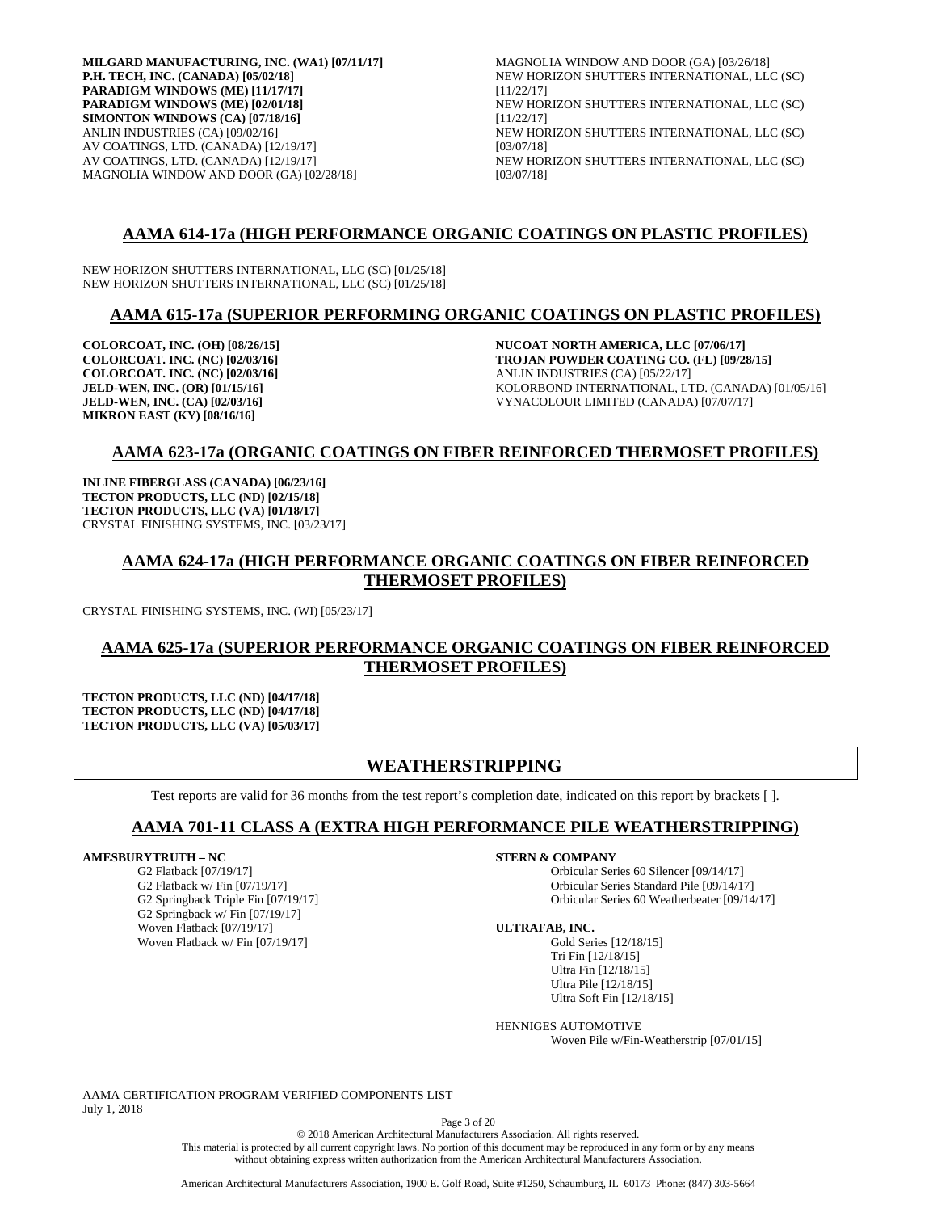**MILGARD MANUFACTURING, INC. (WA1) [07/11/17]**
**P.H. TECH, INC. (CANADA) [05/02/18]**
**PARADIGM WINDOWS (ME) [11/17/17]**
**PARADIGM WINDOWS (ME) [02/01/18]**
**SIMONTON WINDOWS (CA) [07/18/16]**
ANLIN INDUSTRIES (CA) [09/02/16]
AV COATINGS, LTD. (CANADA) [12/19/17]
AV COATINGS, LTD. (CANADA) [12/19/17]
MAGNOLIA WINDOW AND DOOR (GA) [02/28/18]
MAGNOLIA WINDOW AND DOOR (GA) [03/26/18]
NEW HORIZON SHUTTERS INTERNATIONAL, LLC (SC) [11/22/17]
NEW HORIZON SHUTTERS INTERNATIONAL, LLC (SC) [11/22/17]
NEW HORIZON SHUTTERS INTERNATIONAL, LLC (SC) [03/07/18]
NEW HORIZON SHUTTERS INTERNATIONAL, LLC (SC) [03/07/18]

## AAMA 614-17a (HIGH PERFORMANCE ORGANIC COATINGS ON PLASTIC PROFILES)

NEW HORIZON SHUTTERS INTERNATIONAL, LLC (SC) [01/25/18]
NEW HORIZON SHUTTERS INTERNATIONAL, LLC (SC) [01/25/18]

## AAMA 615-17a (SUPERIOR PERFORMING ORGANIC COATINGS ON PLASTIC PROFILES)

**COLORCOAT, INC. (OH) [08/26/15]**
**COLORCOAT. INC. (NC) [02/03/16]**
**COLORCOAT. INC. (NC) [02/03/16]**
**JELD-WEN, INC. (OR) [01/15/16]**
**JELD-WEN, INC. (CA) [02/03/16]**
**MIKRON EAST (KY) [08/16/16]**
**NUCOAT NORTH AMERICA, LLC [07/06/17]**
**TROJAN POWDER COATING CO. (FL) [09/28/15]**
ANLIN INDUSTRIES (CA) [05/22/17]
KOLORBOND INTERNATIONAL, LTD. (CANADA) [01/05/16]
VYNACOLOUR LIMITED (CANADA) [07/07/17]

## AAMA 623-17a (ORGANIC COATINGS ON FIBER REINFORCED THERMOSET PROFILES)

**INLINE FIBERGLASS (CANADA) [06/23/16]**
**TECTON PRODUCTS, LLC (ND) [02/15/18]**
**TECTON PRODUCTS, LLC (VA) [01/18/17]**
CRYSTAL FINISHING SYSTEMS, INC. [03/23/17]

## AAMA 624-17a (HIGH PERFORMANCE ORGANIC COATINGS ON FIBER REINFORCED THERMOSET PROFILES)

CRYSTAL FINISHING SYSTEMS, INC. (WI) [05/23/17]

## AAMA 625-17a (SUPERIOR PERFORMANCE ORGANIC COATINGS ON FIBER REINFORCED THERMOSET PROFILES)

**TECTON PRODUCTS, LLC (ND) [04/17/18]**
**TECTON PRODUCTS, LLC (ND) [04/17/18]**
**TECTON PRODUCTS, LLC (VA) [05/03/17]**

# WEATHERSTRIPPING

Test reports are valid for 36 months from the test report's completion date, indicated on this report by brackets [ ].

## AAMA 701-11 CLASS A (EXTRA HIGH PERFORMANCE PILE WEATHERSTRIPPING)

**AMESBURYTRUTH – NC**
- G2 Flatback [07/19/17]
- G2 Flatback w/ Fin [07/19/17]
- G2 Springback Triple Fin [07/19/17]
- G2 Springback w/ Fin [07/19/17]
- Woven Flatback [07/19/17]
- Woven Flatback w/ Fin [07/19/17]

**STERN & COMPANY**
- Orbicular Series 60 Silencer [09/14/17]
- Orbicular Series Standard Pile [09/14/17]
- Orbicular Series 60 Weatherbeater [09/14/17]

**ULTRAFAB, INC.**
- Gold Series [12/18/15]
- Tri Fin [12/18/15]
- Ultra Fin [12/18/15]
- Ultra Pile [12/18/15]
- Ultra Soft Fin [12/18/15]

HENNIGES AUTOMOTIVE
- Woven Pile w/Fin-Weatherstrip [07/01/15]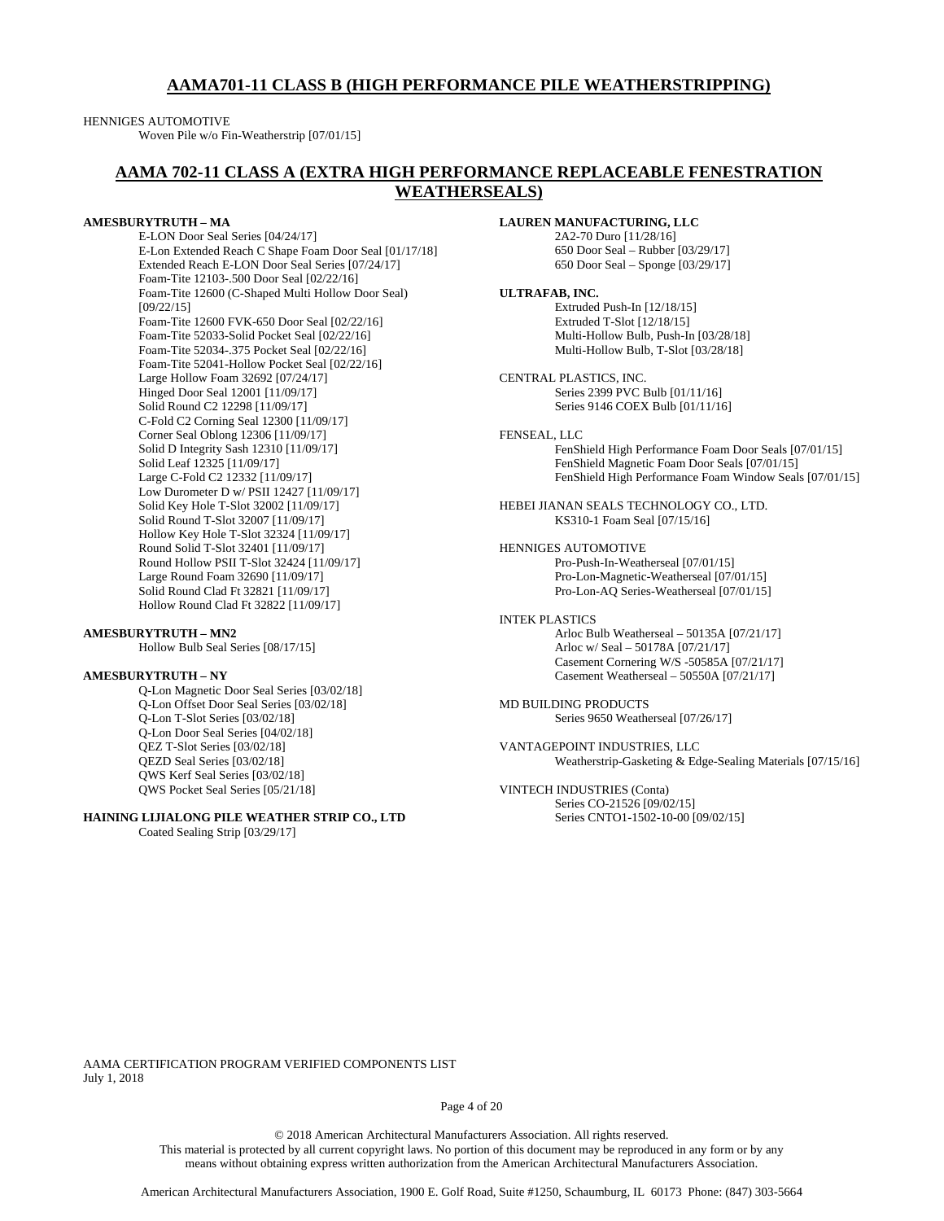## AAMA701-11 CLASS B (HIGH PERFORMANCE PILE WEATHERSTRIPPING)

HENNIGES AUTOMOTIVE
- Woven Pile w/o Fin-Weatherstrip [07/01/15]

## AAMA 702-11 CLASS A (EXTRA HIGH PERFORMANCE REPLACEABLE FENESTRATION WEATHERSEALS)

**AMESBURYTRUTH – MA**
- E-LON Door Seal Series [04/24/17]
- E-Lon Extended Reach C Shape Foam Door Seal [01/17/18]
- Extended Reach E-LON Door Seal Series [07/24/17]
- Foam-Tite 12103-.500 Door Seal [02/22/16]
- Foam-Tite 12600 (C-Shaped Multi Hollow Door Seal) [09/22/15]
- Foam-Tite 12600 FVK-650 Door Seal [02/22/16]
- Foam-Tite 52033-Solid Pocket Seal [02/22/16]
- Foam-Tite 52034-.375 Pocket Seal [02/22/16]
- Foam-Tite 52041-Hollow Pocket Seal [02/22/16]
- Large Hollow Foam 32692 [07/24/17]
- Hinged Door Seal 12001 [11/09/17]
- Solid Round C2 12298 [11/09/17]
- C-Fold C2 Corning Seal 12300 [11/09/17]
- Corner Seal Oblong 12306 [11/09/17]
- Solid D Integrity Sash 12310 [11/09/17]
- Solid Leaf 12325 [11/09/17]
- Large C-Fold C2 12332 [11/09/17]
- Low Durometer D w/ PSII 12427 [11/09/17]
- Solid Key Hole T-Slot 32002 [11/09/17]
- Solid Round T-Slot 32007 [11/09/17]
- Hollow Key Hole T-Slot 32324 [11/09/17]
- Round Solid T-Slot 32401 [11/09/17]
- Round Hollow PSII T-Slot 32424 [11/09/17]
- Large Round Foam 32690 [11/09/17]
- Solid Round Clad Ft 32821 [11/09/17]
- Hollow Round Clad Ft 32822 [11/09/17]

**AMESBURYTRUTH – MN2**
- Hollow Bulb Seal Series [08/17/15]

**AMESBURYTRUTH – NY**
- Q-Lon Magnetic Door Seal Series [03/02/18]
- Q-Lon Offset Door Seal Series [03/02/18]
- Q-Lon T-Slot Series [03/02/18]
- Q-Lon Door Seal Series [04/02/18]
- QEZ T-Slot Series [03/02/18]
- QEZD Seal Series [03/02/18]
- QWS Kerf Seal Series [03/02/18]
- QWS Pocket Seal Series [05/21/18]

**HAINING LIJIALONG PILE WEATHER STRIP CO., LTD**
- Coated Sealing Strip [03/29/17]

**LAUREN MANUFACTURING, LLC**
- 2A2-70 Duro [11/28/16]
- 650 Door Seal – Rubber [03/29/17]
- 650 Door Seal – Sponge [03/29/17]

**ULTRAFAB, INC.**
- Extruded Push-In [12/18/15]
- Extruded T-Slot [12/18/15]
- Multi-Hollow Bulb, Push-In [03/28/18]
- Multi-Hollow Bulb, T-Slot [03/28/18]

CENTRAL PLASTICS, INC.
- Series 2399 PVC Bulb [01/11/16]
- Series 9146 COEX Bulb [01/11/16]

FENSEAL, LLC
- FenShield High Performance Foam Door Seals [07/01/15]
- FenShield Magnetic Foam Door Seals [07/01/15]
- FenShield High Performance Foam Window Seals [07/01/15]

HEBEI JIANAN SEALS TECHNOLOGY CO., LTD.
- KS310-1 Foam Seal [07/15/16]

HENNIGES AUTOMOTIVE
- Pro-Push-In-Weatherseal [07/01/15]
- Pro-Lon-Magnetic-Weatherseal [07/01/15]
- Pro-Lon-AQ Series-Weatherseal [07/01/15]

INTEK PLASTICS
- Arloc Bulb Weatherseal – 50135A [07/21/17]
- Arloc w/ Seal – 50178A [07/21/17]
- Casement Cornering W/S -50585A [07/21/17]
- Casement Weatherseal – 50550A [07/21/17]

MD BUILDING PRODUCTS
- Series 9650 Weatherseal [07/26/17]

VANTAGEPOINT INDUSTRIES, LLC
- Weatherstrip-Gasketing & Edge-Sealing Materials [07/15/16]

VINTECH INDUSTRIES (Conta)
- Series CO-21526 [09/02/15]
- Series CNTO1-1502-10-00 [09/02/15]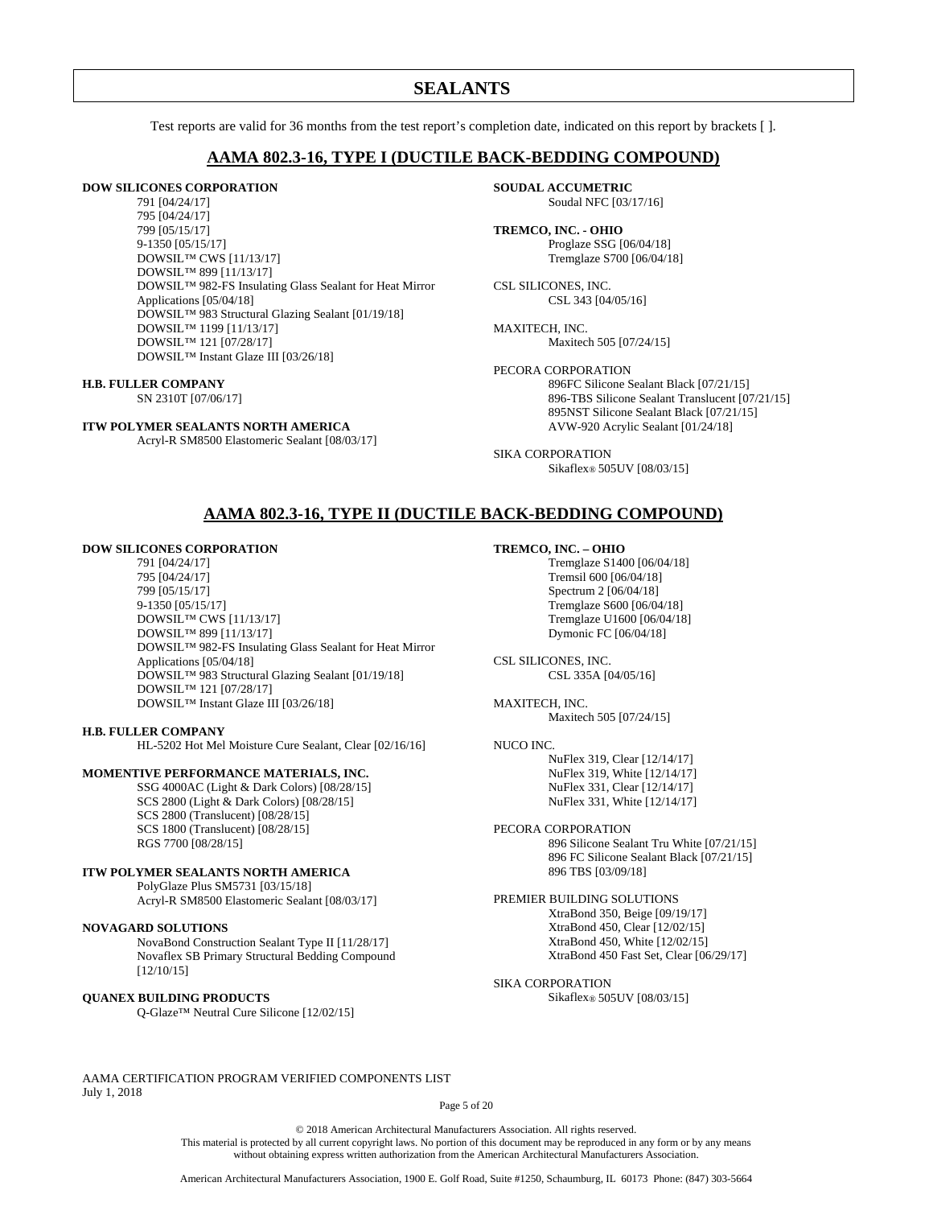# SEALANTS

Test reports are valid for 36 months from the test report's completion date, indicated on this report by brackets [ ].

## AAMA 802.3-16, TYPE I (DUCTILE BACK-BEDDING COMPOUND)

**DOW SILICONES CORPORATION**

- 791 [04/24/17]
- 795 [04/24/17]
- 799 [05/15/17]
- 9-1350 [05/15/17]
- DOWSIL™ CWS [11/13/17]
- DOWSIL™ 899 [11/13/17]
- DOWSIL™ 982-FS Insulating Glass Sealant for Heat Mirror Applications [05/04/18]
- DOWSIL™ 983 Structural Glazing Sealant [01/19/18]
- DOWSIL™ 1199 [11/13/17]
- DOWSIL™ 121 [07/28/17]
- DOWSIL™ Instant Glaze III [03/26/18]

**H.B. FULLER COMPANY**

- SN 2310T [07/06/17]

**ITW POLYMER SEALANTS NORTH AMERICA**

- Acryl-R SM8500 Elastomeric Sealant [08/03/17]

**SOUDAL ACCUMETRIC**

- Soudal NFC [03/17/16]

**TREMCO, INC. - OHIO**

- Proglaze SSG [06/04/18]
- Tremglaze S700 [06/04/18]

CSL SILICONES, INC.

- CSL 343 [04/05/16]

MAXITECH, INC.

- Maxitech 505 [07/24/15]

PECORA CORPORATION

- 896FC Silicone Sealant Black [07/21/15]
- 896-TBS Silicone Sealant Translucent [07/21/15]
- 895NST Silicone Sealant Black [07/21/15]
- AVW-920 Acrylic Sealant [01/24/18]

SIKA CORPORATION

- Sikaflex® 505UV [08/03/15]

## AAMA 802.3-16, TYPE II (DUCTILE BACK-BEDDING COMPOUND)

**DOW SILICONES CORPORATION**

- 791 [04/24/17]
- 795 [04/24/17]
- 799 [05/15/17]
- 9-1350 [05/15/17]
- DOWSIL™ CWS [11/13/17]
- DOWSIL™ 899 [11/13/17]
- DOWSIL™ 982-FS Insulating Glass Sealant for Heat Mirror Applications [05/04/18]
- DOWSIL™ 983 Structural Glazing Sealant [01/19/18]
- DOWSIL™ 121 [07/28/17]
- DOWSIL™ Instant Glaze III [03/26/18]

**H.B. FULLER COMPANY**

- HL-5202 Hot Mel Moisture Cure Sealant, Clear [02/16/16]

**MOMENTIVE PERFORMANCE MATERIALS, INC.**

- SSG 4000AC (Light & Dark Colors) [08/28/15]
- SCS 2800 (Light & Dark Colors) [08/28/15]
- SCS 2800 (Translucent) [08/28/15]
- SCS 1800 (Translucent) [08/28/15]
- RGS 7700 [08/28/15]

**ITW POLYMER SEALANTS NORTH AMERICA**

- PolyGlaze Plus SM5731 [03/15/18]
- Acryl-R SM8500 Elastomeric Sealant [08/03/17]

**NOVAGARD SOLUTIONS**

- NovaBond Construction Sealant Type II [11/28/17]
- Novaflex SB Primary Structural Bedding Compound [12/10/15]

**QUANEX BUILDING PRODUCTS**

- Q-Glaze™ Neutral Cure Silicone [12/02/15]

**TREMCO, INC. – OHIO**

- Tremglaze S1400 [06/04/18]
- Tremsil 600 [06/04/18]
- Spectrum 2 [06/04/18]
- Tremglaze S600 [06/04/18]
- Tremglaze U1600 [06/04/18]
- Dymonic FC [06/04/18]

CSL SILICONES, INC.

- CSL 335A [04/05/16]

MAXITECH, INC.

- Maxitech 505 [07/24/15]

NUCO INC.

- NuFlex 319, Clear [12/14/17]
- NuFlex 319, White [12/14/17]
- NuFlex 331, Clear [12/14/17]
- NuFlex 331, White [12/14/17]

PECORA CORPORATION

- 896 Silicone Sealant Tru White [07/21/15]
- 896 FC Silicone Sealant Black [07/21/15]
- 896 TBS [03/09/18]

PREMIER BUILDING SOLUTIONS

- XtraBond 350, Beige [09/19/17]
- XtraBond 450, Clear [12/02/15]
- XtraBond 450, White [12/02/15]
- XtraBond 450 Fast Set, Clear [06/29/17]

SIKA CORPORATION

- Sikaflex® 505UV [08/03/15]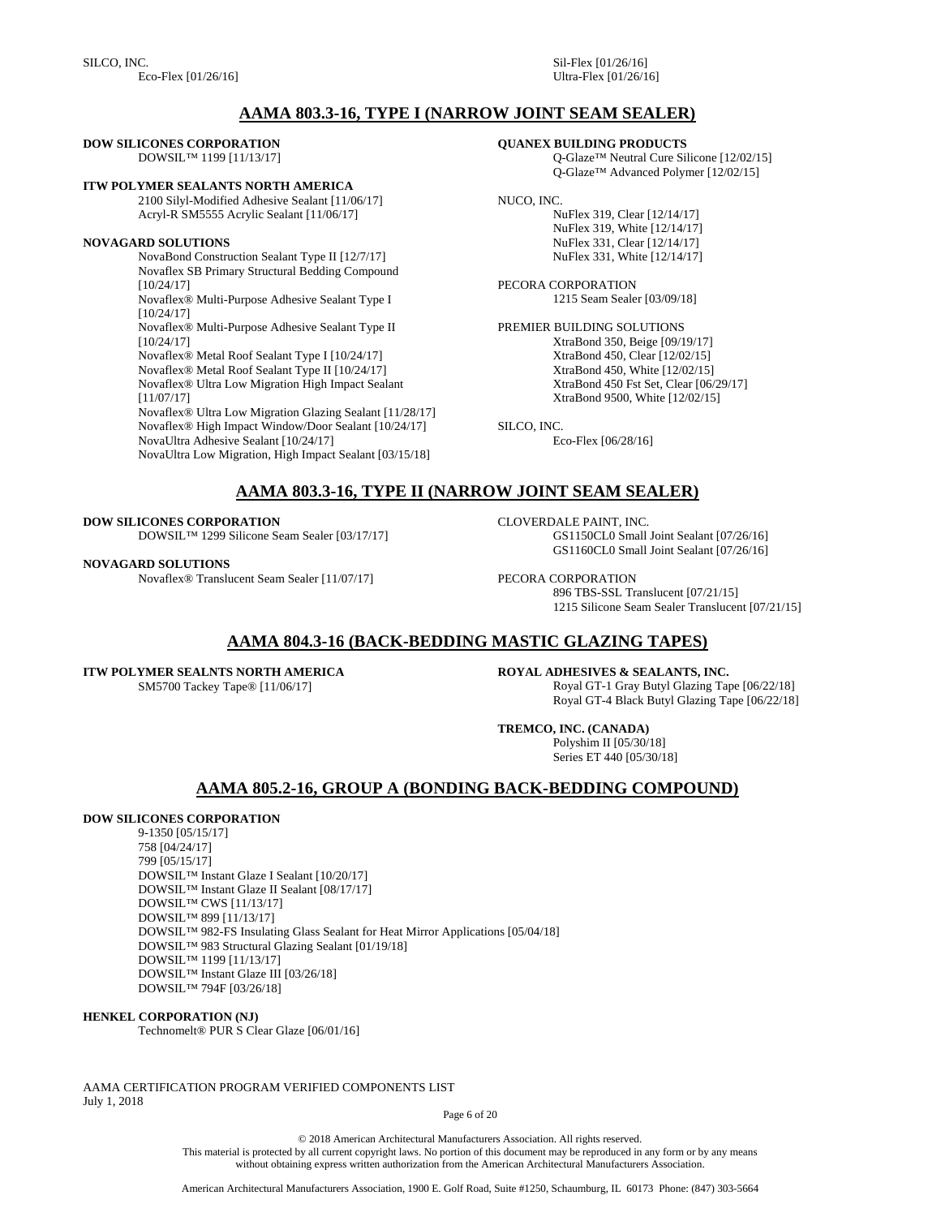SILCO, INC.
Eco-Flex [01/26/16]
Sil-Flex [01/26/16]
Ultra-Flex [01/26/16]

## AAMA 803.3-16, TYPE I (NARROW JOINT SEAM SEALER)

**DOW SILICONES CORPORATION**
DOWSIL™ 1199 [11/13/17]

**ITW POLYMER SEALANTS NORTH AMERICA**
2100 Silyl-Modified Adhesive Sealant [11/06/17]
Acryl-R SM5555 Acrylic Sealant [11/06/17]

**NOVAGARD SOLUTIONS**
NovaBond Construction Sealant Type II [12/7/17]
Novaflex SB Primary Structural Bedding Compound [10/24/17]
Novaflex® Multi-Purpose Adhesive Sealant Type I [10/24/17]
Novaflex® Multi-Purpose Adhesive Sealant Type II [10/24/17]
Novaflex® Metal Roof Sealant Type I [10/24/17]
Novaflex® Metal Roof Sealant Type II [10/24/17]
Novaflex® Ultra Low Migration High Impact Sealant [11/07/17]
Novaflex® Ultra Low Migration Glazing Sealant [11/28/17]
Novaflex® High Impact Window/Door Sealant [10/24/17]
NovaUltra Adhesive Sealant [10/24/17]
NovaUltra Low Migration, High Impact Sealant [03/15/18]

**QUANEX BUILDING PRODUCTS**
Q-Glaze™ Neutral Cure Silicone [12/02/15]
Q-Glaze™ Advanced Polymer [12/02/15]

NUCO, INC.
NuFlex 319, Clear [12/14/17]
NuFlex 319, White [12/14/17]
NuFlex 331, Clear [12/14/17]
NuFlex 331, White [12/14/17]

PECORA CORPORATION
1215 Seam Sealer [03/09/18]

PREMIER BUILDING SOLUTIONS
XtraBond 350, Beige [09/19/17]
XtraBond 450, Clear [12/02/15]
XtraBond 450, White [12/02/15]
XtraBond 450 Fst Set, Clear [06/29/17]
XtraBond 9500, White [12/02/15]

SILCO, INC.
Eco-Flex [06/28/16]

## AAMA 803.3-16, TYPE II (NARROW JOINT SEAM SEALER)

**DOW SILICONES CORPORATION**
DOWSIL™ 1299 Silicone Seam Sealer [03/17/17]

**NOVAGARD SOLUTIONS**
Novaflex® Translucent Seam Sealer [11/07/17]

CLOVERDALE PAINT, INC.
GS1150CL0 Small Joint Sealant [07/26/16]
GS1160CL0 Small Joint Sealant [07/26/16]

PECORA CORPORATION
896 TBS-SSL Translucent [07/21/15]
1215 Silicone Seam Sealer Translucent [07/21/15]

## AAMA 804.3-16 (BACK-BEDDING MASTIC GLAZING TAPES)

**ITW POLYMER SEALNTS NORTH AMERICA**
SM5700 Tackey Tape® [11/06/17]

**ROYAL ADHESIVES & SEALANTS, INC.**
Royal GT-1 Gray Butyl Glazing Tape [06/22/18]
Royal GT-4 Black Butyl Glazing Tape [06/22/18]

**TREMCO, INC. (CANADA)**
Polyshim II [05/30/18]
Series ET 440 [05/30/18]

## AAMA 805.2-16, GROUP A (BONDING BACK-BEDDING COMPOUND)

**DOW SILICONES CORPORATION**
9-1350 [05/15/17]
758 [04/24/17]
799 [05/15/17]
DOWSIL™ Instant Glaze I Sealant [10/20/17]
DOWSIL™ Instant Glaze II Sealant [08/17/17]
DOWSIL™ CWS [11/13/17]
DOWSIL™ 899 [11/13/17]
DOWSIL™ 982-FS Insulating Glass Sealant for Heat Mirror Applications [05/04/18]
DOWSIL™ 983 Structural Glazing Sealant [01/19/18]
DOWSIL™ 1199 [11/13/17]
DOWSIL™ Instant Glaze III [03/26/18]
DOWSIL™ 794F [03/26/18]

**HENKEL CORPORATION (NJ)**
Technomelt® PUR S Clear Glaze [06/01/16]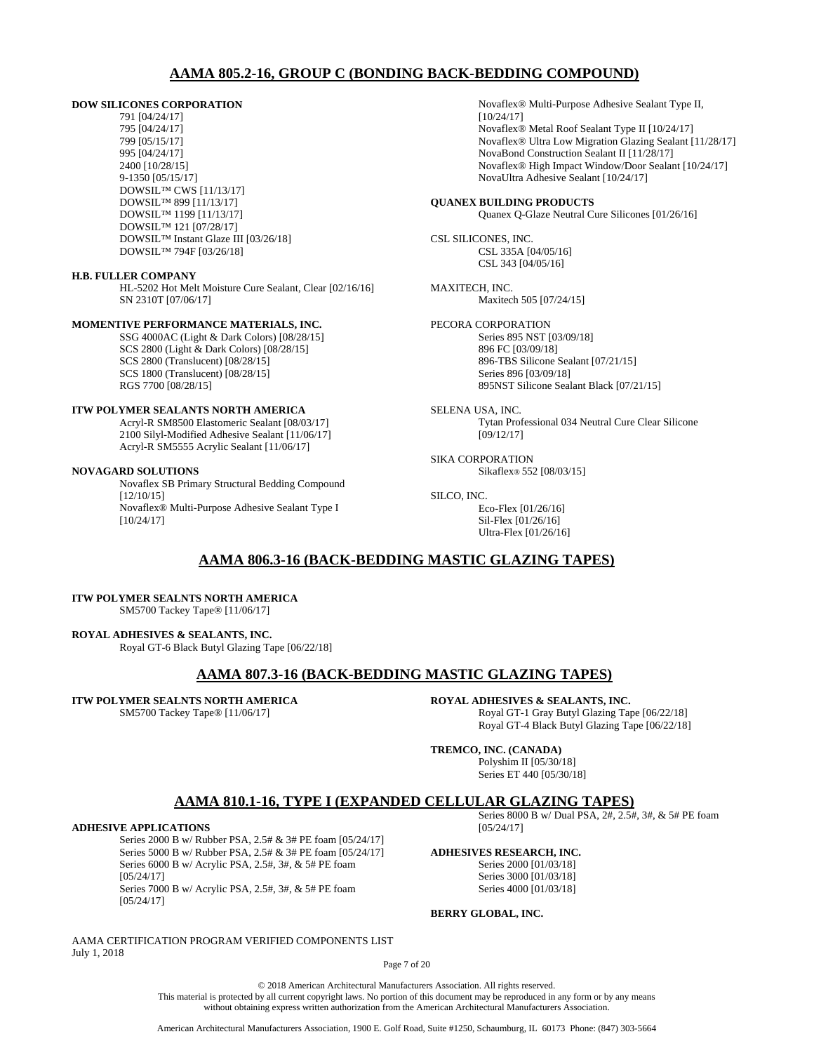## AAMA 805.2-16, GROUP C (BONDING BACK-BEDDING COMPOUND)

**DOW SILICONES CORPORATION**
- 791 [04/24/17]
- 795 [04/24/17]
- 799 [05/15/17]
- 995 [04/24/17]
- 2400 [10/28/15]
- 9-1350 [05/15/17]
- DOWSIL™ CWS [11/13/17]
- DOWSIL™ 899 [11/13/17]
- DOWSIL™ 1199 [11/13/17]
- DOWSIL™ 121 [07/28/17]
- DOWSIL™ Instant Glaze III [03/26/18]
- DOWSIL™ 794F [03/26/18]

**H.B. FULLER COMPANY**
- HL-5202 Hot Melt Moisture Cure Sealant, Clear [02/16/16]
- SN 2310T [07/06/17]

**MOMENTIVE PERFORMANCE MATERIALS, INC.**
- SSG 4000AC (Light & Dark Colors) [08/28/15]
- SCS 2800 (Light & Dark Colors) [08/28/15]
- SCS 2800 (Translucent) [08/28/15]
- SCS 1800 (Translucent) [08/28/15]
- RGS 7700 [08/28/15]

**ITW POLYMER SEALANTS NORTH AMERICA**
- Acryl-R SM8500 Elastomeric Sealant [08/03/17]
- 2100 Silyl-Modified Adhesive Sealant [11/06/17]
- Acryl-R SM5555 Acrylic Sealant [11/06/17]

**NOVAGARD SOLUTIONS**
- Novaflex SB Primary Structural Bedding Compound [12/10/15]
- Novaflex® Multi-Purpose Adhesive Sealant Type I [10/24/17]
- Novaflex® Multi-Purpose Adhesive Sealant Type II, [10/24/17]
- Novaflex® Metal Roof Sealant Type II [10/24/17]
- Novaflex® Ultra Low Migration Glazing Sealant [11/28/17]
- NovaBond Construction Sealant II [11/28/17]
- Novaflex® High Impact Window/Door Sealant [10/24/17]
- NovaUltra Adhesive Sealant [10/24/17]

**QUANEX BUILDING PRODUCTS**
- Quanex Q-Glaze Neutral Cure Silicones [01/26/16]

CSL SILICONES, INC.
- CSL 335A [04/05/16]
- CSL 343 [04/05/16]

MAXITECH, INC.
- Maxitech 505 [07/24/15]

PECORA CORPORATION
- Series 895 NST [03/09/18]
- 896 FC [03/09/18]
- 896-TBS Silicone Sealant [07/21/15]
- Series 896 [03/09/18]
- 895NST Silicone Sealant Black [07/21/15]

SELENA USA, INC.
- Tytan Professional 034 Neutral Cure Clear Silicone [09/12/17]

SIKA CORPORATION
- Sikaflex® 552 [08/03/15]

SILCO, INC.
- Eco-Flex [01/26/16]
- Sil-Flex [01/26/16]
- Ultra-Flex [01/26/16]

## AAMA 806.3-16 (BACK-BEDDING MASTIC GLAZING TAPES)

**ITW POLYMER SEALNTS NORTH AMERICA**
- SM5700 Tackey Tape® [11/06/17]

**ROYAL ADHESIVES & SEALANTS, INC.**
- Royal GT-6 Black Butyl Glazing Tape [06/22/18]

## AAMA 807.3-16 (BACK-BEDDING MASTIC GLAZING TAPES)

**ITW POLYMER SEALNTS NORTH AMERICA**
- SM5700 Tackey Tape® [11/06/17]

**ROYAL ADHESIVES & SEALANTS, INC.**
- Royal GT-1 Gray Butyl Glazing Tape [06/22/18]
- Royal GT-4 Black Butyl Glazing Tape [06/22/18]

**TREMCO, INC. (CANADA)**
- Polyshim II [05/30/18]
- Series ET 440 [05/30/18]

## AAMA 810.1-16, TYPE I (EXPANDED CELLULAR GLAZING TAPES)

**ADHESIVE APPLICATIONS**
- Series 2000 B w/ Rubber PSA, 2.5# & 3# PE foam [05/24/17]
- Series 5000 B w/ Rubber PSA, 2.5# & 3# PE foam [05/24/17]
- Series 6000 B w/ Acrylic PSA, 2.5#, 3#, & 5# PE foam [05/24/17]
- Series 7000 B w/ Acrylic PSA, 2.5#, 3#, & 5# PE foam [05/24/17]
- Series 8000 B w/ Dual PSA, 2#, 2.5#, 3#, & 5# PE foam [05/24/17]

**ADHESIVES RESEARCH, INC.**
- Series 2000 [01/03/18]
- Series 3000 [01/03/18]
- Series 4000 [01/03/18]

**BERRY GLOBAL, INC.**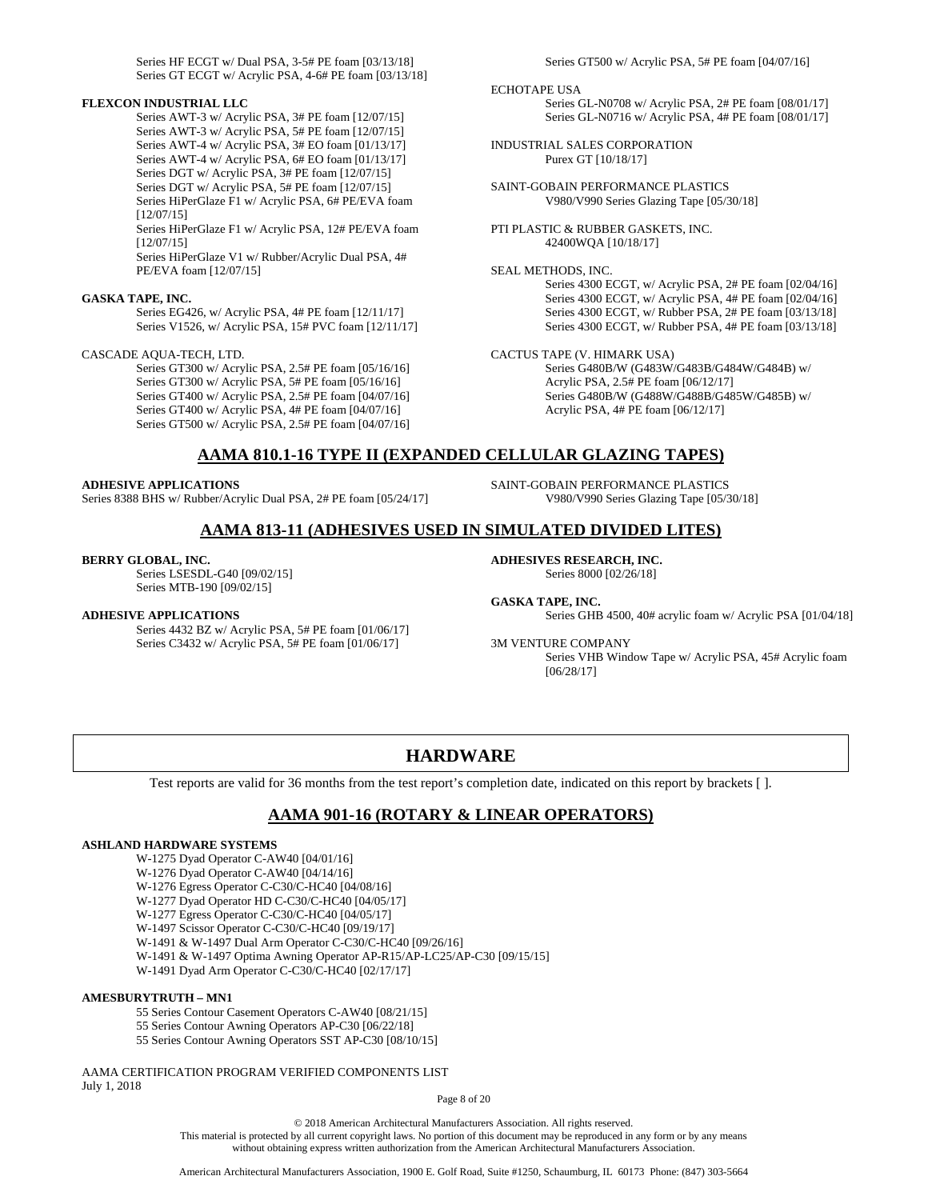Series HF ECGT w/ Dual PSA, 3-5# PE foam [03/13/18]
Series GT ECGT w/ Acrylic PSA, 4-6# PE foam [03/13/18]

**FLEXCON INDUSTRIAL LLC**

Series AWT-3 w/ Acrylic PSA, 3# PE foam [12/07/15]
Series AWT-3 w/ Acrylic PSA, 5# PE foam [12/07/15]
Series AWT-4 w/ Acrylic PSA, 3# EO foam [01/13/17]
Series AWT-4 w/ Acrylic PSA, 6# EO foam [01/13/17]
Series DGT w/ Acrylic PSA, 3# PE foam [12/07/15]
Series DGT w/ Acrylic PSA, 5# PE foam [12/07/15]
Series HiPerGlaze F1 w/ Acrylic PSA, 6# PE/EVA foam [12/07/15]
Series HiPerGlaze F1 w/ Acrylic PSA, 12# PE/EVA foam [12/07/15]
Series HiPerGlaze V1 w/ Rubber/Acrylic Dual PSA, 4# PE/EVA foam [12/07/15]

**GASKA TAPE, INC.**

Series EG426, w/ Acrylic PSA, 4# PE foam [12/11/17]
Series V1526, w/ Acrylic PSA, 15# PVC foam [12/11/17]

CASCADE AQUA-TECH, LTD.

Series GT300 w/ Acrylic PSA, 2.5# PE foam [05/16/16]
Series GT300 w/ Acrylic PSA, 5# PE foam [05/16/16]
Series GT400 w/ Acrylic PSA, 2.5# PE foam [04/07/16]
Series GT400 w/ Acrylic PSA, 4# PE foam [04/07/16]
Series GT500 w/ Acrylic PSA, 2.5# PE foam [04/07/16]
Series GT500 w/ Acrylic PSA, 5# PE foam [04/07/16]

ECHOTAPE USA

Series GL-N0708 w/ Acrylic PSA, 2# PE foam [08/01/17]
Series GL-N0716 w/ Acrylic PSA, 4# PE foam [08/01/17]

INDUSTRIAL SALES CORPORATION

Purex GT [10/18/17]

SAINT-GOBAIN PERFORMANCE PLASTICS

V980/V990 Series Glazing Tape [05/30/18]

PTI PLASTIC & RUBBER GASKETS, INC.

42400WQA [10/18/17]

SEAL METHODS, INC.

Series 4300 ECGT, w/ Acrylic PSA, 2# PE foam [02/04/16]
Series 4300 ECGT, w/ Acrylic PSA, 4# PE foam [02/04/16]
Series 4300 ECGT, w/ Rubber PSA, 2# PE foam [03/13/18]
Series 4300 ECGT, w/ Rubber PSA, 4# PE foam [03/13/18]

CACTUS TAPE (V. HIMARK USA)

Series G480B/W (G483W/G483B/G484W/G484B) w/ Acrylic PSA, 2.5# PE foam [06/12/17]
Series G480B/W (G488W/G488B/G485W/G485B) w/ Acrylic PSA, 4# PE foam [06/12/17]

## AAMA 810.1-16 TYPE II (EXPANDED CELLULAR GLAZING TAPES)

**ADHESIVE APPLICATIONS**

Series 8388 BHS w/ Rubber/Acrylic Dual PSA, 2# PE foam [05/24/17]

SAINT-GOBAIN PERFORMANCE PLASTICS

V980/V990 Series Glazing Tape [05/30/18]

## AAMA 813-11 (ADHESIVES USED IN SIMULATED DIVIDED LITES)

**BERRY GLOBAL, INC.**

Series LSESDL-G40 [09/02/15]
Series MTB-190 [09/02/15]

**ADHESIVE APPLICATIONS**

Series 4432 BZ w/ Acrylic PSA, 5# PE foam [01/06/17]
Series C3432 w/ Acrylic PSA, 5# PE foam [01/06/17]

**ADHESIVES RESEARCH, INC.**

Series 8000 [02/26/18]

**GASKA TAPE, INC.**

Series GHB 4500, 40# acrylic foam w/ Acrylic PSA [01/04/18]

3M VENTURE COMPANY

Series VHB Window Tape w/ Acrylic PSA, 45# Acrylic foam [06/28/17]

# HARDWARE

Test reports are valid for 36 months from the test report's completion date, indicated on this report by brackets [ ].

## AAMA 901-16 (ROTARY & LINEAR OPERATORS)

**ASHLAND HARDWARE SYSTEMS**

W-1275 Dyad Operator C-AW40 [04/01/16]
W-1276 Dyad Operator C-AW40 [04/14/16]
W-1276 Egress Operator C-C30/C-HC40 [04/08/16]
W-1277 Dyad Operator HD C-C30/C-HC40 [04/05/17]
W-1277 Egress Operator C-C30/C-HC40 [04/05/17]
W-1497 Scissor Operator C-C30/C-HC40 [09/19/17]
W-1491 & W-1497 Dual Arm Operator C-C30/C-HC40 [09/26/16]
W-1491 & W-1497 Optima Awning Operator AP-R15/AP-LC25/AP-C30 [09/15/15]
W-1491 Dyad Arm Operator C-C30/C-HC40 [02/17/17]

**AMESBURYTRUTH – MN1**

55 Series Contour Casement Operators C-AW40 [08/21/15]
55 Series Contour Awning Operators AP-C30 [06/22/18]
55 Series Contour Awning Operators SST AP-C30 [08/10/15]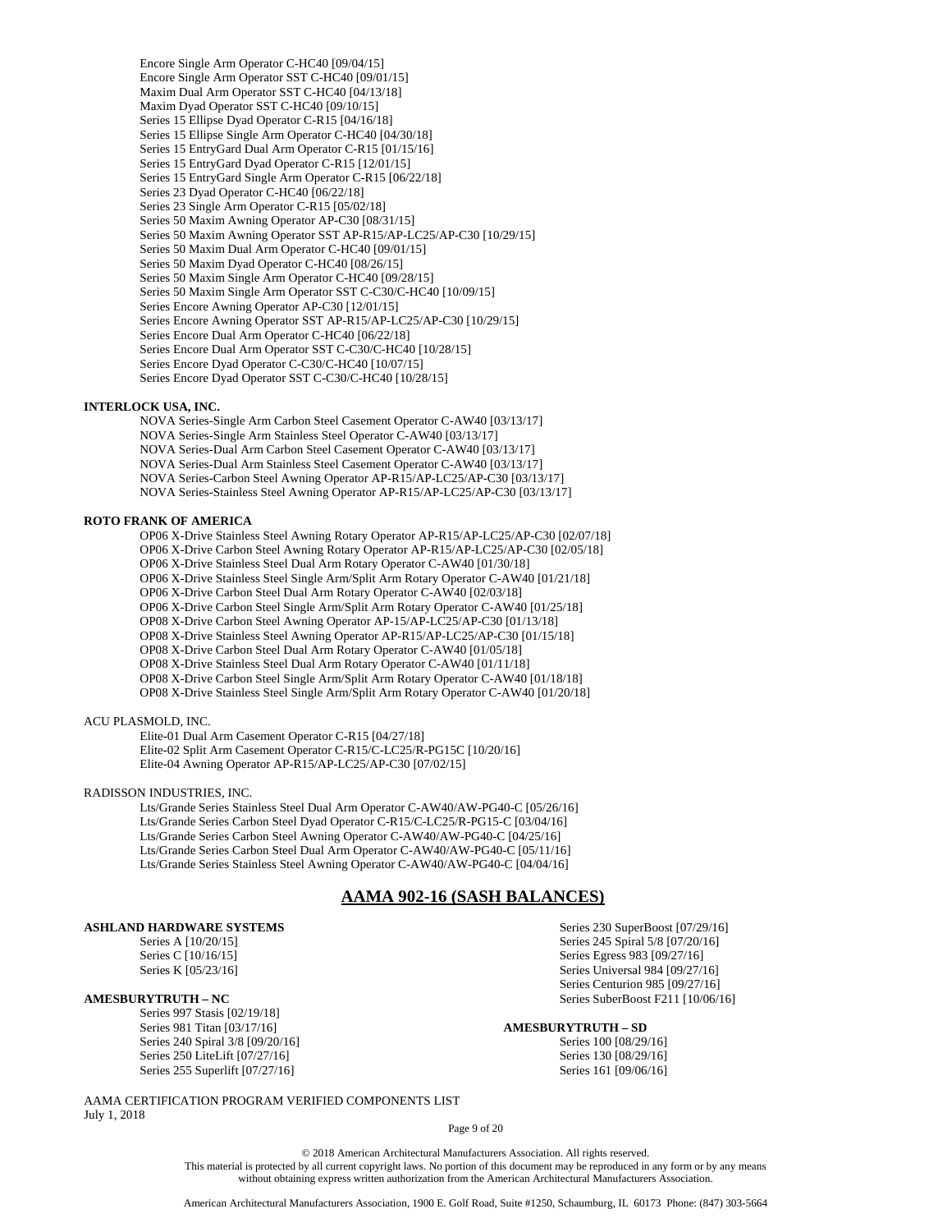Encore Single Arm Operator C-HC40 [09/04/15]
Encore Single Arm Operator SST C-HC40 [09/01/15]
Maxim Dual Arm Operator SST C-HC40 [04/13/18]
Maxim Dyad Operator SST C-HC40 [09/10/15]
Series 15 Ellipse Dyad Operator C-R15 [04/16/18]
Series 15 Ellipse Single Arm Operator C-HC40 [04/30/18]
Series 15 EntryGard Dual Arm Operator C-R15 [01/15/16]
Series 15 EntryGard Dyad Operator C-R15 [12/01/15]
Series 15 EntryGard Single Arm Operator C-R15 [06/22/18]
Series 23 Dyad Operator C-HC40 [06/22/18]
Series 23 Single Arm Operator C-R15 [05/02/18]
Series 50 Maxim Awning Operator AP-C30 [08/31/15]
Series 50 Maxim Awning Operator SST AP-R15/AP-LC25/AP-C30 [10/29/15]
Series 50 Maxim Dual Arm Operator C-HC40 [09/01/15]
Series 50 Maxim Dyad Operator C-HC40 [08/26/15]
Series 50 Maxim Single Arm Operator C-HC40 [09/28/15]
Series 50 Maxim Single Arm Operator SST C-C30/C-HC40 [10/09/15]
Series Encore Awning Operator AP-C30 [12/01/15]
Series Encore Awning Operator SST AP-R15/AP-LC25/AP-C30 [10/29/15]
Series Encore Dual Arm Operator C-HC40 [06/22/18]
Series Encore Dual Arm Operator SST C-C30/C-HC40 [10/28/15]
Series Encore Dyad Operator C-C30/C-HC40 [10/07/15]
Series Encore Dyad Operator SST C-C30/C-HC40 [10/28/15]

**INTERLOCK USA, INC.**

NOVA Series-Single Arm Carbon Steel Casement Operator C-AW40 [03/13/17]
NOVA Series-Single Arm Stainless Steel Operator C-AW40 [03/13/17]
NOVA Series-Dual Arm Carbon Steel Casement Operator C-AW40 [03/13/17]
NOVA Series-Dual Arm Stainless Steel Casement Operator C-AW40 [03/13/17]
NOVA Series-Carbon Steel Awning Operator AP-R15/AP-LC25/AP-C30 [03/13/17]
NOVA Series-Stainless Steel Awning Operator AP-R15/AP-LC25/AP-C30 [03/13/17]

**ROTO FRANK OF AMERICA**

OP06 X-Drive Stainless Steel Awning Rotary Operator AP-R15/AP-LC25/AP-C30 [02/07/18]
OP06 X-Drive Carbon Steel Awning Rotary Operator AP-R15/AP-LC25/AP-C30 [02/05/18]
OP06 X-Drive Stainless Steel Dual Arm Rotary Operator C-AW40 [01/30/18]
OP06 X-Drive Stainless Steel Single Arm/Split Arm Rotary Operator C-AW40 [01/21/18]
OP06 X-Drive Carbon Steel Dual Arm Rotary Operator C-AW40 [02/03/18]
OP06 X-Drive Carbon Steel Single Arm/Split Arm Rotary Operator C-AW40 [01/25/18]
OP08 X-Drive Carbon Steel Awning Operator AP-15/AP-LC25/AP-C30 [01/13/18]
OP08 X-Drive Stainless Steel Awning Operator AP-R15/AP-LC25/AP-C30 [01/15/18]
OP08 X-Drive Carbon Steel Dual Arm Rotary Operator C-AW40 [01/05/18]
OP08 X-Drive Stainless Steel Dual Arm Rotary Operator C-AW40 [01/11/18]
OP08 X-Drive Carbon Steel Single Arm/Split Arm Rotary Operator C-AW40 [01/18/18]
OP08 X-Drive Stainless Steel Single Arm/Split Arm Rotary Operator C-AW40 [01/20/18]

ACU PLASMOLD, INC.

Elite-01 Dual Arm Casement Operator C-R15 [04/27/18]
Elite-02 Split Arm Casement Operator C-R15/C-LC25/R-PG15C [10/20/16]
Elite-04 Awning Operator AP-R15/AP-LC25/AP-C30 [07/02/15]

RADISSON INDUSTRIES, INC.

Lts/Grande Series Stainless Steel Dual Arm Operator C-AW40/AW-PG40-C [05/26/16]
Lts/Grande Series Carbon Steel Dyad Operator C-R15/C-LC25/R-PG15-C [03/04/16]
Lts/Grande Series Carbon Steel Awning Operator C-AW40/AW-PG40-C [04/25/16]
Lts/Grande Series Carbon Steel Dual Arm Operator C-AW40/AW-PG40-C [05/11/16]
Lts/Grande Series Stainless Steel Awning Operator C-AW40/AW-PG40-C [04/04/16]

## AAMA 902-16 (SASH BALANCES)

**ASHLAND HARDWARE SYSTEMS**

Series A [10/20/15]
Series C [10/16/15]
Series K [05/23/16]

**AMESBURYTRUTH – NC**

Series 997 Stasis [02/19/18]
Series 981 Titan [03/17/16]
Series 240 Spiral 3/8 [09/20/16]
Series 250 LiteLift [07/27/16]
Series 255 Superlift [07/27/16]
Series 230 SuperBoost [07/29/16]
Series 245 Spiral 5/8 [07/20/16]
Series Egress 983 [09/27/16]
Series Universal 984 [09/27/16]
Series Centurion 985 [09/27/16]
Series SuberBoost F211 [10/06/16]

**AMESBURYTRUTH – SD**

Series 100 [08/29/16]
Series 130 [08/29/16]
Series 161 [09/06/16]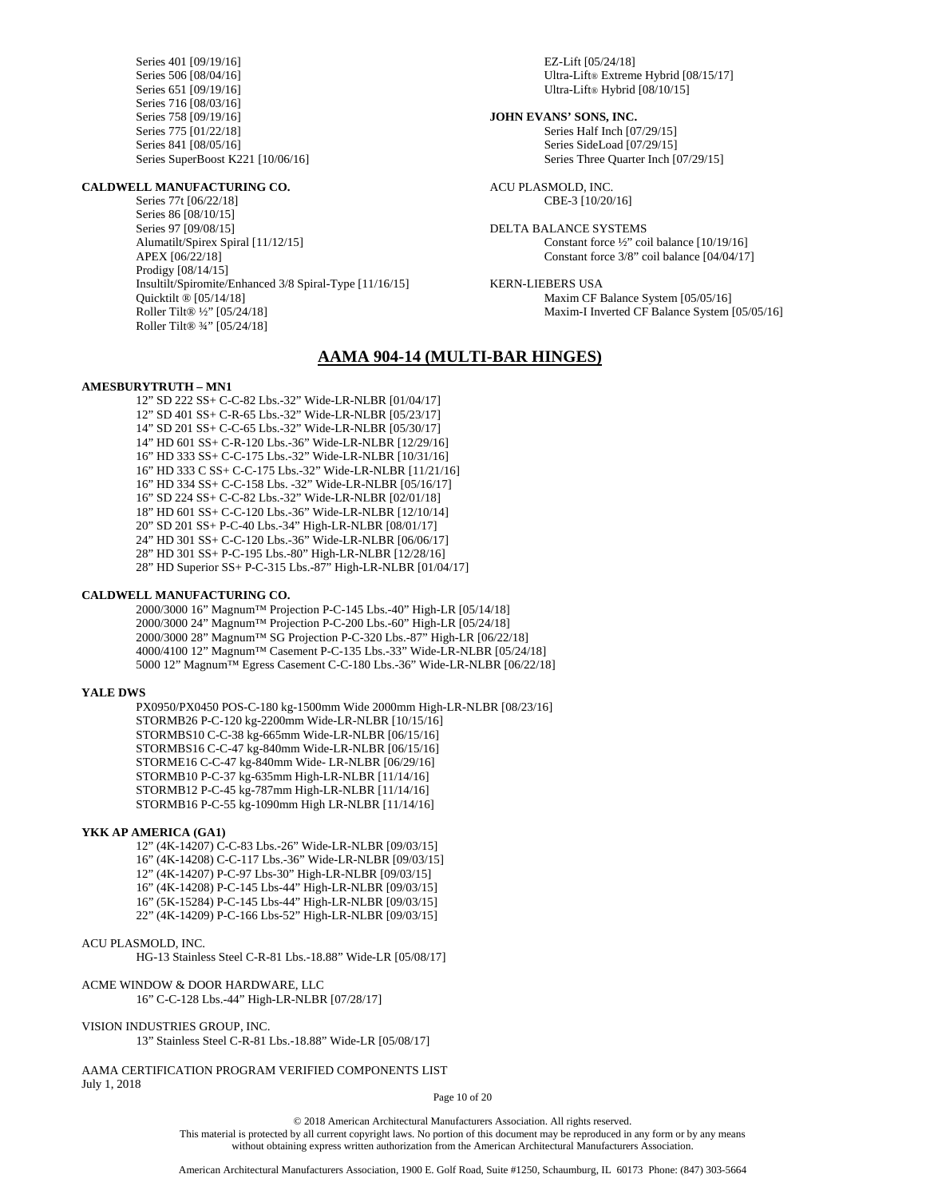Series 401 [09/19/16]
Series 506 [08/04/16]
Series 651 [09/19/16]
Series 716 [08/03/16]
Series 758 [09/19/16]
Series 775 [01/22/18]
Series 841 [08/05/16]
Series SuperBoost K221 [10/06/16]

**CALDWELL MANUFACTURING CO.**

Series 77t [06/22/18]
Series 86 [08/10/15]
Series 97 [09/08/15]
Alumatilt/Spirex Spiral [11/12/15]
APEX [06/22/18]
Prodigy [08/14/15]
Insultilt/Spiromite/Enhanced 3/8 Spiral-Type [11/16/15]
Quicktilt ® [05/14/18]
Roller Tilt® ½" [05/24/18]
Roller Tilt® ¾" [05/24/18]

EZ-Lift [05/24/18]
Ultra-Lift® Extreme Hybrid [08/15/17]
Ultra-Lift® Hybrid [08/10/15]

**JOHN EVANS' SONS, INC.**

Series Half Inch [07/29/15]
Series SideLoad [07/29/15]
Series Three Quarter Inch [07/29/15]

ACU PLASMOLD, INC.

CBE-3 [10/20/16]

DELTA BALANCE SYSTEMS

Constant force ½" coil balance [10/19/16]
Constant force 3/8" coil balance [04/04/17]

KERN-LIEBERS USA

Maxim CF Balance System [05/05/16]
Maxim-I Inverted CF Balance System [05/05/16]

## AAMA 904-14 (MULTI-BAR HINGES)

**AMESBURYTRUTH – MN1**

12" SD 222 SS+ C-C-82 Lbs.-32" Wide-LR-NLBR [01/04/17]
12" SD 401 SS+ C-R-65 Lbs.-32" Wide-LR-NLBR [05/23/17]
14" SD 201 SS+ C-C-65 Lbs.-32" Wide-LR-NLBR [05/30/17]
14" HD 601 SS+ C-R-120 Lbs.-36" Wide-LR-NLBR [12/29/16]
16" HD 333 SS+ C-C-175 Lbs.-32" Wide-LR-NLBR [10/31/16]
16" HD 333 C SS+ C-C-175 Lbs.-32" Wide-LR-NLBR [11/21/16]
16" HD 334 SS+ C-C-158 Lbs. -32" Wide-LR-NLBR [05/16/17]
16" SD 224 SS+ C-C-82 Lbs.-32" Wide-LR-NLBR [02/01/18]
18" HD 601 SS+ C-C-120 Lbs.-36" Wide-LR-NLBR [12/10/14]
20" SD 201 SS+ P-C-40 Lbs.-34" High-LR-NLBR [08/01/17]
24" HD 301 SS+ C-C-120 Lbs.-36" Wide-LR-NLBR [06/06/17]
28" HD 301 SS+ P-C-195 Lbs.-80" High-LR-NLBR [12/28/16]
28" HD Superior SS+ P-C-315 Lbs.-87" High-LR-NLBR [01/04/17]

**CALDWELL MANUFACTURING CO.**

2000/3000 16" Magnum™ Projection P-C-145 Lbs.-40" High-LR [05/14/18]
2000/3000 24" Magnum™ Projection P-C-200 Lbs.-60" High-LR [05/24/18]
2000/3000 28" Magnum™ SG Projection P-C-320 Lbs.-87" High-LR [06/22/18]
4000/4100 12" Magnum™ Casement P-C-135 Lbs.-33" Wide-LR-NLBR [05/24/18]
5000 12" Magnum™ Egress Casement C-C-180 Lbs.-36" Wide-LR-NLBR [06/22/18]

**YALE DWS**

PX0950/PX0450 POS-C-180 kg-1500mm Wide 2000mm High-LR-NLBR [08/23/16]
STORMB26 P-C-120 kg-2200mm Wide-LR-NLBR [10/15/16]
STORMBS10 C-C-38 kg-665mm Wide-LR-NLBR [06/15/16]
STORMBS16 C-C-47 kg-840mm Wide-LR-NLBR [06/15/16]
STORME16 C-C-47 kg-840mm Wide- LR-NLBR [06/29/16]
STORMB10 P-C-37 kg-635mm High-LR-NLBR [11/14/16]
STORMB12 P-C-45 kg-787mm High-LR-NLBR [11/14/16]
STORMB16 P-C-55 kg-1090mm High LR-NLBR [11/14/16]

**YKK AP AMERICA (GA1)**

12" (4K-14207) C-C-83 Lbs.-26" Wide-LR-NLBR [09/03/15]
16" (4K-14208) C-C-117 Lbs.-36" Wide-LR-NLBR [09/03/15]
12" (4K-14207) P-C-97 Lbs-30" High-LR-NLBR [09/03/15]
16" (4K-14208) P-C-145 Lbs-44" High-LR-NLBR [09/03/15]
16" (5K-15284) P-C-145 Lbs-44" High-LR-NLBR [09/03/15]
22" (4K-14209) P-C-166 Lbs-52" High-LR-NLBR [09/03/15]

ACU PLASMOLD, INC.

HG-13 Stainless Steel C-R-81 Lbs.-18.88" Wide-LR [05/08/17]

ACME WINDOW & DOOR HARDWARE, LLC

16" C-C-128 Lbs.-44" High-LR-NLBR [07/28/17]

VISION INDUSTRIES GROUP, INC.

13" Stainless Steel C-R-81 Lbs.-18.88" Wide-LR [05/08/17]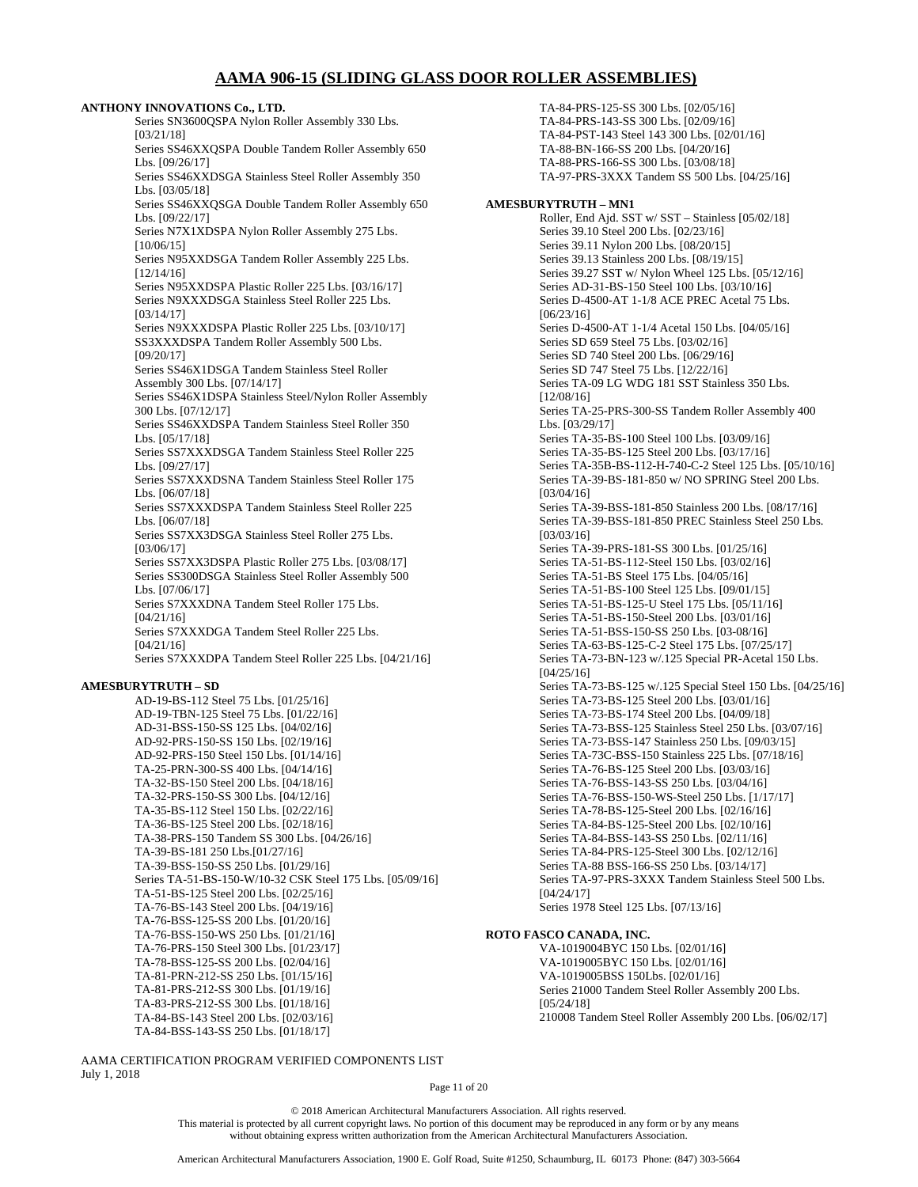# AAMA 906-15 (SLIDING GLASS DOOR ROLLER ASSEMBLIES)

**ANTHONY INNOVATIONS Co., LTD.**

Series SN3600QSPA Nylon Roller Assembly 330 Lbs. [03/21/18]
Series SS46XXQSPA Double Tandem Roller Assembly 650 Lbs. [09/26/17]
Series SS46XXDSGA Stainless Steel Roller Assembly 350 Lbs. [03/05/18]
Series SS46XXQSGA Double Tandem Roller Assembly 650 Lbs. [09/22/17]
Series N7X1XDSPA Nylon Roller Assembly 275 Lbs. [10/06/15]
Series N95XXDSGA Tandem Roller Assembly 225 Lbs. [12/14/16]
Series N95XXDSPA Plastic Roller 225 Lbs. [03/16/17]
Series N9XXXDSGA Stainless Steel Roller 225 Lbs. [03/14/17]
Series N9XXXDSPA Plastic Roller 225 Lbs. [03/10/17]
SS3XXXDSPA Tandem Roller Assembly 500 Lbs. [09/20/17]
Series SS46X1DSGA Tandem Stainless Steel Roller Assembly 300 Lbs. [07/14/17]
Series SS46X1DSPA Stainless Steel/Nylon Roller Assembly 300 Lbs. [07/12/17]
Series SS46XXDSPA Tandem Stainless Steel Roller 350 Lbs. [05/17/18]
Series SS7XXXDSGA Tandem Stainless Steel Roller 225 Lbs. [09/27/17]
Series SS7XXXDSNA Tandem Stainless Steel Roller 175 Lbs. [06/07/18]
Series SS7XXXDSPA Tandem Stainless Steel Roller 225 Lbs. [06/07/18]
Series SS7XX3DSGA Stainless Steel Roller 275 Lbs. [03/06/17]
Series SS7XX3DSPA Plastic Roller 275 Lbs. [03/08/17]
Series SS300DSGA Stainless Steel Roller Assembly 500 Lbs. [07/06/17]
Series S7XXXDNA Tandem Steel Roller 175 Lbs. [04/21/16]
Series S7XXXDGA Tandem Steel Roller 225 Lbs. [04/21/16]
Series S7XXXDPA Tandem Steel Roller 225 Lbs. [04/21/16]

**AMESBURYTRUTH – SD**

AD-19-BS-112 Steel 75 Lbs. [01/25/16]
AD-19-TBN-125 Steel 75 Lbs. [01/22/16]
AD-31-BSS-150-SS 125 Lbs. [04/02/16]
AD-92-PRS-150-SS 150 Lbs. [02/19/16]
AD-92-PRS-150 Steel 150 Lbs. [01/14/16]
TA-25-PRN-300-SS 400 Lbs. [04/14/16]
TA-32-BS-150 Steel 200 Lbs. [04/18/16]
TA-32-PRS-150-SS 300 Lbs. [04/12/16]
TA-35-BS-112 Steel 150 Lbs. [02/22/16]
TA-36-BS-125 Steel 200 Lbs. [02/18/16]
TA-38-PRS-150 Tandem SS 300 Lbs. [04/26/16]
TA-39-BS-181 250 Lbs.[01/27/16]
TA-39-BSS-150-SS 250 Lbs. [01/29/16]
Series TA-51-BS-150-W/10-32 CSK Steel 175 Lbs. [05/09/16]
TA-51-BS-125 Steel 200 Lbs. [02/25/16]
TA-76-BS-143 Steel 200 Lbs. [04/19/16]
TA-76-BSS-125-SS 200 Lbs. [01/20/16]
TA-76-BSS-150-WS 250 Lbs. [01/21/16]
TA-76-PRS-150 Steel 300 Lbs. [01/23/17]
TA-78-BSS-125-SS 200 Lbs. [02/04/16]
TA-81-PRN-212-SS 250 Lbs. [01/15/16]
TA-81-PRS-212-SS 300 Lbs. [01/19/16]
TA-83-PRS-212-SS 300 Lbs. [01/18/16]
TA-84-BS-143 Steel 200 Lbs. [02/03/16]
TA-84-BSS-143-SS 250 Lbs. [01/18/17]
TA-84-PRS-125-SS 300 Lbs. [02/05/16]
TA-84-PRS-143-SS 300 Lbs. [02/09/16]
TA-84-PST-143 Steel 143 300 Lbs. [02/01/16]
TA-88-BN-166-SS 200 Lbs. [04/20/16]
TA-88-PRS-166-SS 300 Lbs. [03/08/18]
TA-97-PRS-3XXX Tandem SS 500 Lbs. [04/25/16]

**AMESBURYTRUTH – MN1**

Roller, End Ajd. SST w/ SST – Stainless [05/02/18]
Series 39.10 Steel 200 Lbs. [02/23/16]
Series 39.11 Nylon 200 Lbs. [08/20/15]
Series 39.13 Stainless 200 Lbs. [08/19/15]
Series 39.27 SST w/ Nylon Wheel 125 Lbs. [05/12/16]
Series AD-31-BS-150 Steel 100 Lbs. [03/10/16]
Series D-4500-AT 1-1/8 ACE PREC Acetal 75 Lbs. [06/23/16]
Series D-4500-AT 1-1/4 Acetal 150 Lbs. [04/05/16]
Series SD 659 Steel 75 Lbs. [03/02/16]
Series SD 740 Steel 200 Lbs. [06/29/16]
Series SD 747 Steel 75 Lbs. [12/22/16]
Series TA-09 LG WDG 181 SST Stainless 350 Lbs. [12/08/16]
Series TA-25-PRS-300-SS Tandem Roller Assembly 400 Lbs. [03/29/17]
Series TA-35-BS-100 Steel 100 Lbs. [03/09/16]
Series TA-35-BS-125 Steel 200 Lbs. [03/17/16]
Series TA-35B-BS-112-H-740-C-2 Steel 125 Lbs. [05/10/16]
Series TA-39-BS-181-850 w/ NO SPRING Steel 200 Lbs. [03/04/16]
Series TA-39-BSS-181-850 Stainless 200 Lbs. [08/17/16]
Series TA-39-BSS-181-850 PREC Stainless Steel 250 Lbs. [03/03/16]
Series TA-39-PRS-181-SS 300 Lbs. [01/25/16]
Series TA-51-BS-112-Steel 150 Lbs. [03/02/16]
Series TA-51-BS Steel 175 Lbs. [04/05/16]
Series TA-51-BS-100 Steel 125 Lbs. [09/01/15]
Series TA-51-BS-125-U Steel 175 Lbs. [05/11/16]
Series TA-51-BS-150-Steel 200 Lbs. [03/01/16]
Series TA-51-BSS-150-SS 250 Lbs. [03-08/16]
Series TA-63-BS-125-C-2 Steel 175 Lbs. [07/25/17]
Series TA-73-BN-123 w/.125 Special PR-Acetal 150 Lbs. [04/25/16]
Series TA-73-BS-125 w/.125 Special Steel 150 Lbs. [04/25/16]
Series TA-73-BS-125 Steel 200 Lbs. [03/01/16]
Series TA-73-BS-174 Steel 200 Lbs. [04/09/18]
Series TA-73-BSS-125 Stainless Steel 250 Lbs. [03/07/16]
Series TA-73-BSS-147 Stainless 250 Lbs. [09/03/15]
Series TA-73C-BSS-150 Stainless 225 Lbs. [07/18/16]
Series TA-76-BS-125 Steel 200 Lbs. [03/03/16]
Series TA-76-BSS-143-SS 250 Lbs. [03/04/16]
Series TA-76-BSS-150-WS-Steel 250 Lbs. [1/17/17]
Series TA-78-BS-125-Steel 200 Lbs. [02/16/16]
Series TA-84-BS-125-Steel 200 Lbs. [02/10/16]
Series TA-84-BSS-143-SS 250 Lbs. [02/11/16]
Series TA-84-PRS-125-Steel 300 Lbs. [02/12/16]
Series TA-88 BSS-166-SS 250 Lbs. [03/14/17]
Series TA-97-PRS-3XXX Tandem Stainless Steel 500 Lbs. [04/24/17]
Series 1978 Steel 125 Lbs. [07/13/16]

**ROTO FASCO CANADA, INC.**

VA-1019004BYC 150 Lbs. [02/01/16]
VA-1019005BYC 150 Lbs. [02/01/16]
VA-1019005BSS 150Lbs. [02/01/16]
Series 21000 Tandem Steel Roller Assembly 200 Lbs. [05/24/18]
210008 Tandem Steel Roller Assembly 200 Lbs. [06/02/17]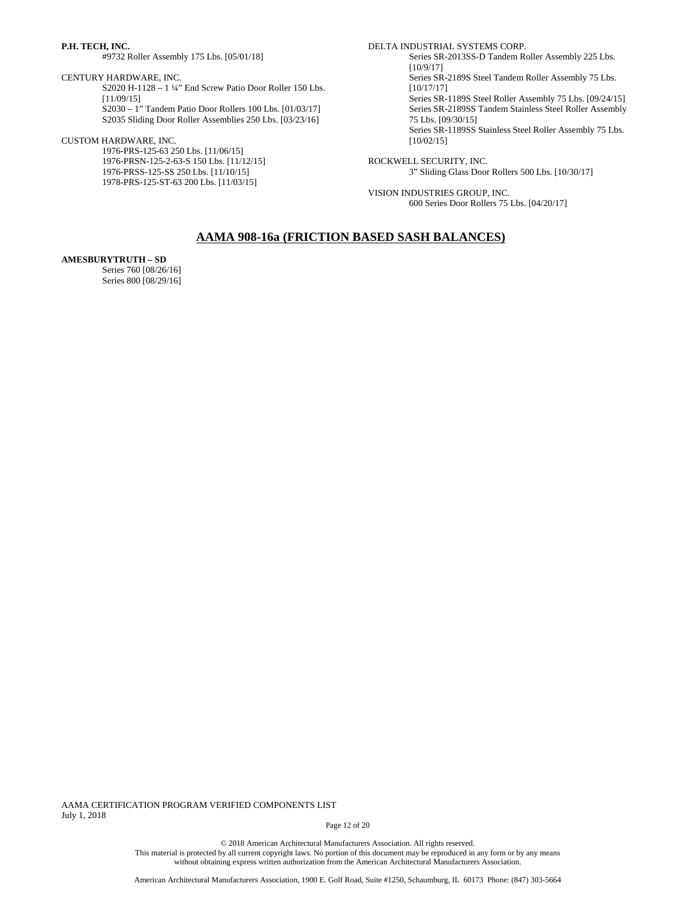**P.H. TECH, INC.**

#9732 Roller Assembly 175 Lbs. [05/01/18]

CENTURY HARDWARE, INC.

S2020 H-1128 – 1 ¼" End Screw Patio Door Roller 150 Lbs. [11/09/15]
S2030 – 1" Tandem Patio Door Rollers 100 Lbs. [01/03/17]
S2035 Sliding Door Roller Assemblies 250 Lbs. [03/23/16]

CUSTOM HARDWARE, INC.

1976-PRS-125-63 250 Lbs. [11/06/15]
1976-PRSN-125-2-63-S 150 Lbs. [11/12/15]
1976-PRSS-125-SS 250 Lbs. [11/10/15]
1978-PRS-125-ST-63 200 Lbs. [11/03/15]

DELTA INDUSTRIAL SYSTEMS CORP.

Series SR-2013SS-D Tandem Roller Assembly 225 Lbs. [10/9/17]
Series SR-2189S Steel Tandem Roller Assembly 75 Lbs. [10/17/17]
Series SR-1189S Steel Roller Assembly 75 Lbs. [09/24/15]
Series SR-2189SS Tandem Stainless Steel Roller Assembly 75 Lbs. [09/30/15]
Series SR-1189SS Stainless Steel Roller Assembly 75 Lbs. [10/02/15]

ROCKWELL SECURITY, INC.

3" Sliding Glass Door Rollers 500 Lbs. [10/30/17]

VISION INDUSTRIES GROUP, INC.

600 Series Door Rollers 75 Lbs. [04/20/17]

## AAMA 908-16a (FRICTION BASED SASH BALANCES)

**AMESBURYTRUTH – SD**

Series 760 [08/26/16]
Series 800 [08/29/16]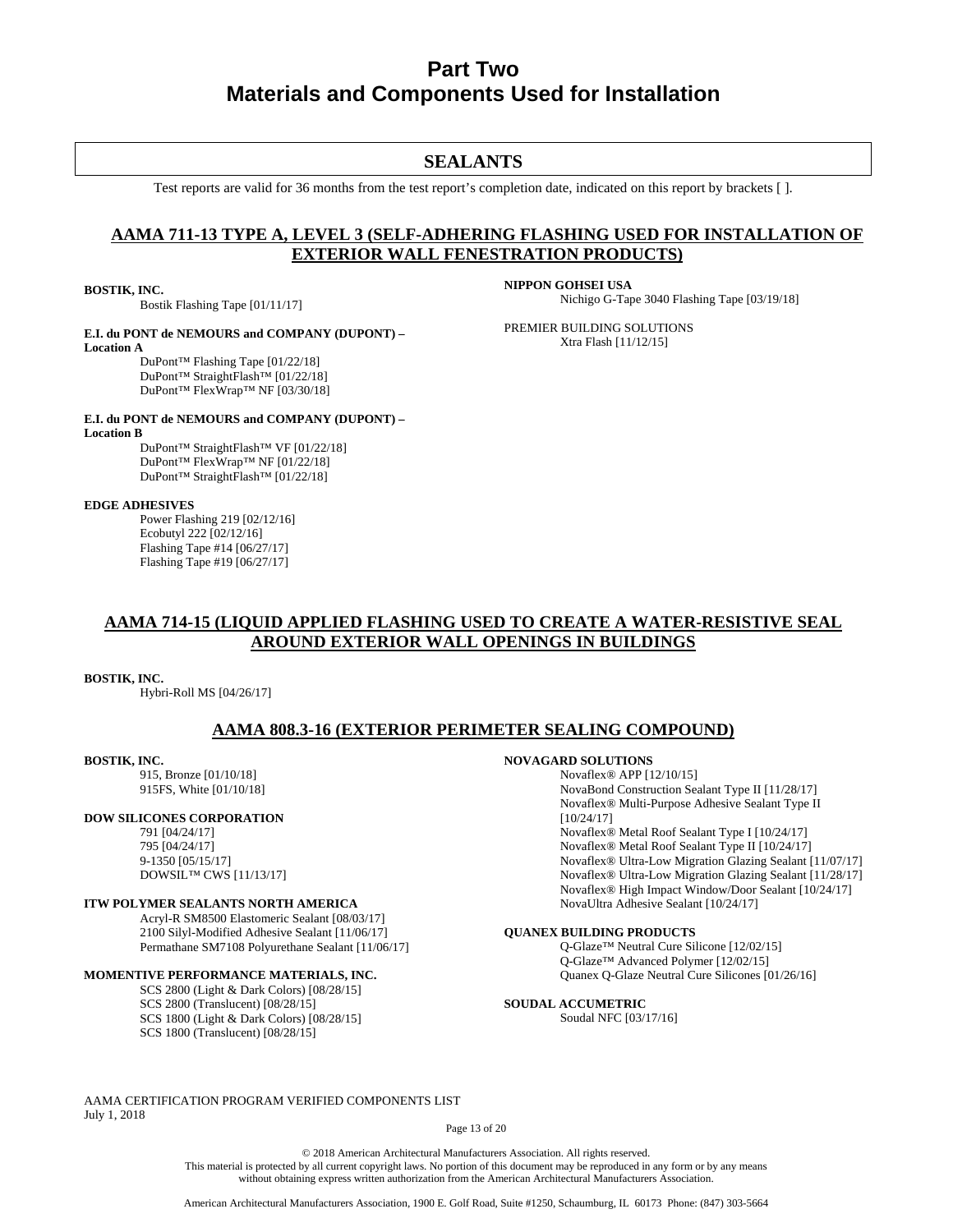# Part Two
# Materials and Components Used for Installation

## SEALANTS

Test reports are valid for 36 months from the test report's completion date, indicated on this report by brackets [ ].

### AAMA 711-13 TYPE A, LEVEL 3 (SELF-ADHERING FLASHING USED FOR INSTALLATION OF EXTERIOR WALL FENESTRATION PRODUCTS)

**BOSTIK, INC.**
- Bostik Flashing Tape [01/11/17]

**E.I. du PONT de NEMOURS and COMPANY (DUPONT) – Location A**
- DuPont™ Flashing Tape [01/22/18]
- DuPont™ StraightFlash™ [01/22/18]
- DuPont™ FlexWrap™ NF [03/30/18]

**E.I. du PONT de NEMOURS and COMPANY (DUPONT) – Location B**
- DuPont™ StraightFlash™ VF [01/22/18]
- DuPont™ FlexWrap™ NF [01/22/18]
- DuPont™ StraightFlash™ [01/22/18]

**EDGE ADHESIVES**
- Power Flashing 219 [02/12/16]
- Ecobutyl 222 [02/12/16]
- Flashing Tape #14 [06/27/17]
- Flashing Tape #19 [06/27/17]

**NIPPON GOHSEI USA**
- Nichigo G-Tape 3040 Flashing Tape [03/19/18]

PREMIER BUILDING SOLUTIONS
- Xtra Flash [11/12/15]

### AAMA 714-15 (LIQUID APPLIED FLASHING USED TO CREATE A WATER-RESISTIVE SEAL AROUND EXTERIOR WALL OPENINGS IN BUILDINGS

**BOSTIK, INC.**
- Hybri-Roll MS [04/26/17]

### AAMA 808.3-16 (EXTERIOR PERIMETER SEALING COMPOUND)

**BOSTIK, INC.**
- 915, Bronze [01/10/18]
- 915FS, White [01/10/18]

**DOW SILICONES CORPORATION**
- 791 [04/24/17]
- 795 [04/24/17]
- 9-1350 [05/15/17]
- DOWSIL™ CWS [11/13/17]

**ITW POLYMER SEALANTS NORTH AMERICA**
- Acryl-R SM8500 Elastomeric Sealant [08/03/17]
- 2100 Silyl-Modified Adhesive Sealant [11/06/17]
- Permathane SM7108 Polyurethane Sealant [11/06/17]

**MOMENTIVE PERFORMANCE MATERIALS, INC.**
- SCS 2800 (Light & Dark Colors) [08/28/15]
- SCS 2800 (Translucent) [08/28/15]
- SCS 1800 (Light & Dark Colors) [08/28/15]
- SCS 1800 (Translucent) [08/28/15]

**NOVAGARD SOLUTIONS**
- Novaflex® APP [12/10/15]
- NovaBond Construction Sealant Type II [11/28/17]
- Novaflex® Multi-Purpose Adhesive Sealant Type II [10/24/17]
- Novaflex® Metal Roof Sealant Type I [10/24/17]
- Novaflex® Metal Roof Sealant Type II [10/24/17]
- Novaflex® Ultra-Low Migration Glazing Sealant [11/07/17]
- Novaflex® Ultra-Low Migration Glazing Sealant [11/28/17]
- Novaflex® High Impact Window/Door Sealant [10/24/17]
- NovaUltra Adhesive Sealant [10/24/17]

**QUANEX BUILDING PRODUCTS**
- Q-Glaze™ Neutral Cure Silicone [12/02/15]
- Q-Glaze™ Advanced Polymer [12/02/15]
- Quanex Q-Glaze Neutral Cure Silicones [01/26/16]

**SOUDAL ACCUMETRIC**
- Soudal NFC [03/17/16]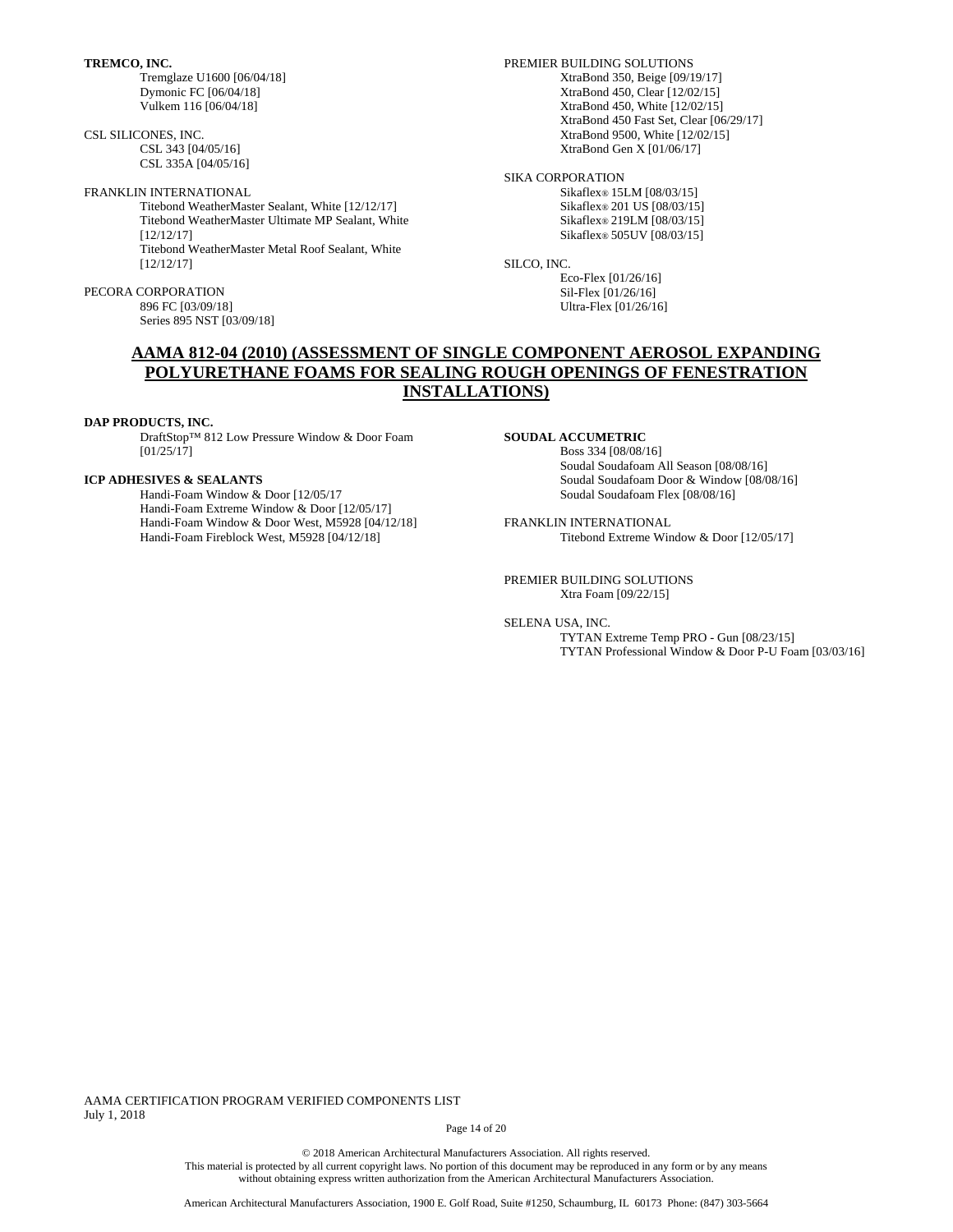**TREMCO, INC.**

Tremglaze U1600 [06/04/18]
Dymonic FC [06/04/18]
Vulkem 116 [06/04/18]

CSL SILICONES, INC.

CSL 343 [04/05/16]
CSL 335A [04/05/16]

FRANKLIN INTERNATIONAL

Titebond WeatherMaster Sealant, White [12/12/17]
Titebond WeatherMaster Ultimate MP Sealant, White [12/12/17]
Titebond WeatherMaster Metal Roof Sealant, White [12/12/17]

PECORA CORPORATION

896 FC [03/09/18]
Series 895 NST [03/09/18]

PREMIER BUILDING SOLUTIONS

XtraBond 350, Beige [09/19/17]
XtraBond 450, Clear [12/02/15]
XtraBond 450, White [12/02/15]
XtraBond 450 Fast Set, Clear [06/29/17]
XtraBond 9500, White [12/02/15]
XtraBond Gen X [01/06/17]

SIKA CORPORATION

Sikaflex® 15LM [08/03/15]
Sikaflex® 201 US [08/03/15]
Sikaflex® 219LM [08/03/15]
Sikaflex® 505UV [08/03/15]

SILCO, INC.

Eco-Flex [01/26/16]
Sil-Flex [01/26/16]
Ultra-Flex [01/26/16]

## AAMA 812-04 (2010) (ASSESSMENT OF SINGLE COMPONENT AEROSOL EXPANDING POLYURETHANE FOAMS FOR SEALING ROUGH OPENINGS OF FENESTRATION INSTALLATIONS)

**DAP PRODUCTS, INC.**

DraftStop™ 812 Low Pressure Window & Door Foam [01/25/17]

**ICP ADHESIVES & SEALANTS**

Handi-Foam Window & Door [12/05/17
Handi-Foam Extreme Window & Door [12/05/17]
Handi-Foam Window & Door West, M5928 [04/12/18]
Handi-Foam Fireblock West, M5928 [04/12/18]

**SOUDAL ACCUMETRIC**

Boss 334 [08/08/16]
Soudal Soudafoam All Season [08/08/16]
Soudal Soudafoam Door & Window [08/08/16]
Soudal Soudafoam Flex [08/08/16]

FRANKLIN INTERNATIONAL

Titebond Extreme Window & Door [12/05/17]

PREMIER BUILDING SOLUTIONS

Xtra Foam [09/22/15]

SELENA USA, INC.

TYTAN Extreme Temp PRO - Gun [08/23/15]
TYTAN Professional Window & Door P-U Foam [03/03/16]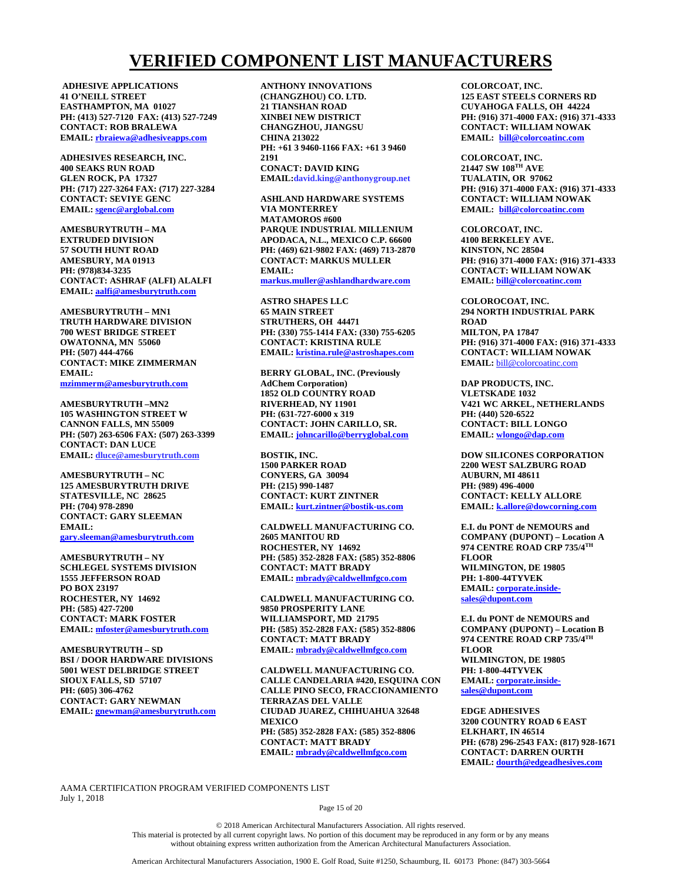# VERIFIED COMPONENT LIST MANUFACTURERS

**ADHESIVE APPLICATIONS**
**41 O'NEILL STREET**
**EASTHAMPTON, MA 01027**
**PH: (413) 527-7120 FAX: (413) 527-7249**
**CONTACT: ROB BRALEWA**
**EMAIL: rbraiewa@adhesiveapps.com**

**ADHESIVES RESEARCH, INC.**
**400 SEAKS RUN ROAD**
**GLEN ROCK, PA 17327**
**PH: (717) 227-3264 FAX: (717) 227-3284**
**CONTACT: SEVIYE GENC**
**EMAIL: sgenc@arglobal.com**

**AMESBURYTRUTH – MA**
**EXTRUDED DIVISION**
**57 SOUTH HUNT ROAD**
**AMESBURY, MA 01913**
**PH: (978)834-3235**
**CONTACT: ASHRAF (ALFI) ALALFI**
**EMAIL: aalfi@amesburytruth.com**

**AMESBURYTRUTH – MN1**
**TRUTH HARDWARE DIVISION**
**700 WEST BRIDGE STREET**
**OWATONNA, MN 55060**
**PH: (507) 444-4766**
**CONTACT: MIKE ZIMMERMAN**
**EMAIL: mzimmerm@amesburytruth.com**

**AMESBURYTRUTH –MN2**
**105 WASHINGTON STREET W**
**CANNON FALLS, MN 55009**
**PH: (507) 263-6506 FAX: (507) 263-3399**
**CONTACT: DAN LUCE**
**EMAIL: dluce@amesburytruth.com**

**AMESBURYTRUTH – NC**
**125 AMESBURYTRUTH DRIVE**
**STATESVILLE, NC 28625**
**PH: (704) 978-2890**
**CONTACT: GARY SLEEMAN**
**EMAIL: gary.sleeman@amesburytruth.com**

**AMESBURYTRUTH – NY**
**SCHLEGEL SYSTEMS DIVISION**
**1555 JEFFERSON ROAD**
**PO BOX 23197**
**ROCHESTER, NY 14692**
**PH: (585) 427-7200**
**CONTACT: MARK FOSTER**
**EMAIL: mfoster@amesburytruth.com**

**AMESBURYTRUTH – SD**
**BSI / DOOR HARDWARE DIVISIONS**
**5001 WEST DELBRIDGE STREET**
**SIOUX FALLS, SD 57107**
**PH: (605) 306-4762**
**CONTACT: GARY NEWMAN**
**EMAIL: gnewman@amesburytruth.com**

**ANTHONY INNOVATIONS (CHANGZHOU) CO. LTD.**
**21 TIANSHAN ROAD**
**XINBEI NEW DISTRICT**
**CHANGZHOU, JIANGSU**
**CHINA 213022**
**PH: +61 3 9460-1166 FAX: +61 3 9460 2191**
**CONTACT: DAVID KING**
**EMAIL:david.king@anthonygroup.net**

**ASHLAND HARDWARE SYSTEMS**
**VIA MONTERREY**
**MATAMOROS #600**
**PARQUE INDUSTRIAL MILLENIUM**
**APODACA, N.L., MEXICO C.P. 66600**
**PH: (469) 621-9802 FAX: (469) 713-2870**
**CONTACT: MARKUS MULLER**
**EMAIL: markus.muller@ashlandhardware.com**

**ASTRO SHAPES LLC**
**65 MAIN STREET**
**STRUTHERS, OH 44471**
**PH: (330) 755-1414 FAX: (330) 755-6205**
**CONTACT: KRISTINA RULE**
**EMAIL: kristina.rule@astroshapes.com**

**BERRY GLOBAL, INC. (Previously AdChem Corporation)**
**1852 OLD COUNTRY ROAD**
**RIVERHEAD, NY 11901**
**PH: (631-727-6000 x 319**
**CONTACT: JOHN CARILLO, SR.**
**EMAIL: johncarillo@berryglobal.com**

**BOSTIK, INC.**
**1500 PARKER ROAD**
**CONYERS, GA 30094**
**PH: (215) 990-1487**
**CONTACT: KURT ZINTNER**
**EMAIL: kurt.zintner@bostik-us.com**

**CALDWELL MANUFACTURING CO.**
**2605 MANITOU RD**
**ROCHESTER, NY 14692**
**PH: (585) 352-2828 FAX: (585) 352-8806**
**CONTACT: MATT BRADY**
**EMAIL: mbrady@caldwellmfgco.com**

**CALDWELL MANUFACTURING CO.**
**9850 PROSPERITY LANE**
**WILLIAMSPORT, MD 21795**
**PH: (585) 352-2828 FAX: (585) 352-8806**
**CONTACT: MATT BRADY**
**EMAIL: mbrady@caldwellmfgco.com**

**CALDWELL MANUFACTURING CO.**
**CALLE CANDELARIA #420, ESQUINA CON CALLE PINO SECO, FRACCIONAMIENTO TERRAZAS DEL VALLE**
**CIUDAD JUAREZ, CHIHUAHUA 32648 MEXICO**
**PH: (585) 352-2828 FAX: (585) 352-8806**
**CONTACT: MATT BRADY**
**EMAIL: mbrady@caldwellmfgco.com**

**COLORCOAT, INC.**
**125 EAST STEELS CORNERS RD**
**CUYAHOGA FALLS, OH 44224**
**PH: (916) 371-4000 FAX: (916) 371-4333**
**CONTACT: WILLIAM NOWAK**
**EMAIL: bill@colorcoatinc.com**

**COLORCOAT, INC.**
**21447 SW 108TH AVE**
**TUALATIN, OR 97062**
**PH: (916) 371-4000 FAX: (916) 371-4333**
**CONTACT: WILLIAM NOWAK**
**EMAIL: bill@colorcoatinc.com**

**COLORCOAT, INC.**
**4100 BERKELEY AVE.**
**KINSTON, NC 28504**
**PH: (916) 371-4000 FAX: (916) 371-4333**
**CONTACT: WILLIAM NOWAK**
**EMAIL: bill@colorcoatinc.com**

**COLOROCOAT, INC.**
**294 NORTH INDUSTRIAL PARK ROAD**
**MILTON, PA 17847**
**PH: (916) 371-4000 FAX: (916) 371-4333**
**CONTACT: WILLIAM NOWAK**
**EMAIL:** bill@colorcoatinc.com

**DAP PRODUCTS, INC.**
**VLETSKADE 1032**
**V421 WC ARKEL, NETHERLANDS**
**PH: (440) 520-6522**
**CONTACT: BILL LONGO**
**EMAIL: wlongo@dap.com**

**DOW SILICONES CORPORATION**
**2200 WEST SALZBURG ROAD**
**AUBURN, MI 48611**
**PH: (989) 496-4000**
**CONTACT: KELLY ALLORE**
**EMAIL: k.allore@dowcorning.com**

**E.I. du PONT de NEMOURS and COMPANY (DUPONT) – Location A**
**974 CENTRE ROAD CRP 735/4TH FLOOR**
**WILMINGTON, DE 19805**
**PH: 1-800-44TYVEK**
**EMAIL: corporate.inside-sales@dupont.com**

**E.I. du PONT de NEMOURS and COMPANY (DUPONT) – Location B**
**974 CENTRE ROAD CRP 735/4TH FLOOR**
**WILMINGTON, DE 19805**
**PH: 1-800-44TYVEK**
**EMAIL: corporate.inside-sales@dupont.com**

**EDGE ADHESIVES**
**3200 COUNTRY ROAD 6 EAST**
**ELKHART, IN 46514**
**PH: (678) 296-2543 FAX: (817) 928-1671**
**CONTACT: DARREN OURTH**
**EMAIL: dourth@edgeadhesives.com**

AAMA CERTIFICATION PROGRAM VERIFIED COMPONENTS LIST
July 1, 2018

© 2018 American Architectural Manufacturers Association. All rights reserved.
This material is protected by all current copyright laws. No portion of this document may be reproduced in any form or by any means without obtaining express written authorization from the American Architectural Manufacturers Association.

American Architectural Manufacturers Association, 1900 E. Golf Road, Suite #1250, Schaumburg, IL 60173 Phone: (847) 303-5664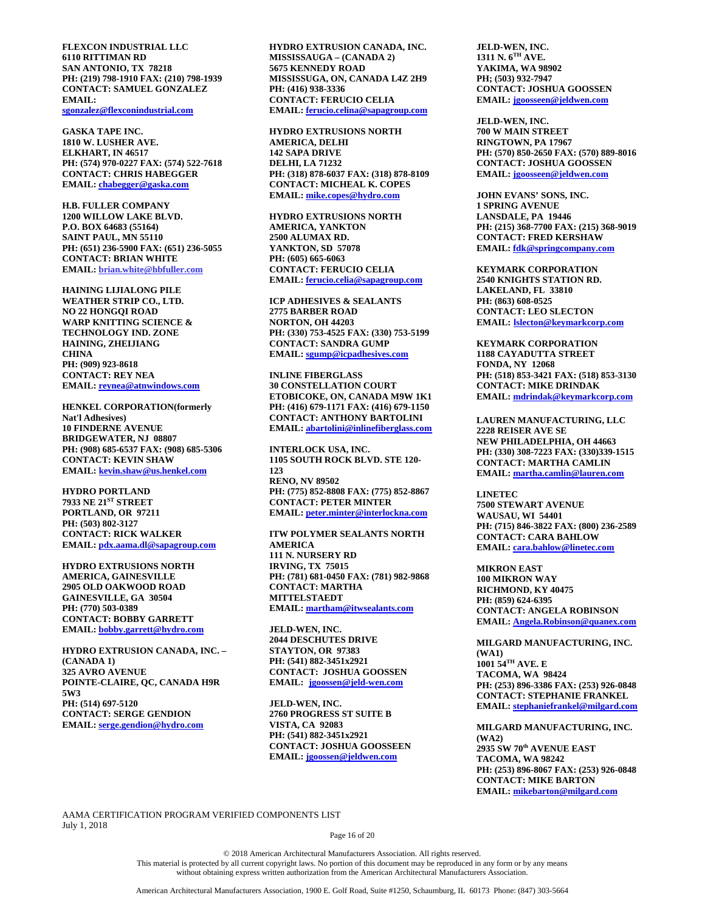**FLEXCON INDUSTRIAL LLC**
**6110 RITTIMAN RD**
**SAN ANTONIO, TX 78218**
**PH: (219) 798-1910 FAX: (210) 798-1939**
**CONTACT: SAMUEL GONZALEZ**
**EMAIL: sgonzalez@flexconindustrial.com**

**GASKA TAPE INC.**
**1810 W. LUSHER AVE.**
**ELKHART, IN 46517**
**PH: (574) 970-0227 FAX: (574) 522-7618**
**CONTACT: CHRIS HABEGGER**
**EMAIL: chabegger@gaska.com**

**H.B. FULLER COMPANY**
**1200 WILLOW LAKE BLVD.**
**P.O. BOX 64683 (55164)**
**SAINT PAUL, MN 55110**
**PH: (651) 236-5900 FAX: (651) 236-5055**
**CONTACT: BRIAN WHITE**
**EMAIL: brian.white@hbfuller.com**

**HAINING LIJIALONG PILE WEATHER STRIP CO., LTD.**
**NO 22 HONGQI ROAD**
**WARP KNITTING SCIENCE & TECHNOLOGY IND. ZONE**
**HAINING, ZHEIJIANG**
**CHINA**
**PH: (909) 923-8618**
**CONTACT: REY NEA**
**EMAIL: reynea@atnwindows.com**

**HENKEL CORPORATION(formerly Nat'l Adhesives)**
**10 FINDERNE AVENUE**
**BRIDGEWATER, NJ 08807**
**PH: (908) 685-6537 FAX: (908) 685-5306**
**CONTACT: KEVIN SHAW**
**EMAIL: kevin.shaw@us.henkel.com**

**HYDRO PORTLAND**
**7933 NE 21ST STREET**
**PORTLAND, OR 97211**
**PH: (503) 802-3127**
**CONTACT: RICK WALKER**
**EMAIL: pdx.aama.dl@sapagroup.com**

**HYDRO EXTRUSIONS NORTH AMERICA, GAINESVILLE**
**2905 OLD OAKWOOD ROAD**
**GAINESVILLE, GA 30504**
**PH: (770) 503-0389**
**CONTACT: BOBBY GARRETT**
**EMAIL: bobby.garrett@hydro.com**

**HYDRO EXTRUSION CANADA, INC. – (CANADA 1)**
**325 AVRO AVENUE**
**POINTE-CLAIRE, QC, CANADA H9R 5W3**
**PH: (514) 697-5120**
**CONTACT: SERGE GENDION**
**EMAIL: serge.gendion@hydro.com**

**HYDRO EXTRUSION CANADA, INC. MISSISSAUGA – (CANADA 2)**
**5675 KENNEDY ROAD**
**MISSISSUGA, ON, CANADA L4Z 2H9**
**PH: (416) 938-3336**
**CONTACT: FERUCIO CELIA**
**EMAIL: ferucio.celina@sapagroup.com**

**HYDRO EXTRUSIONS NORTH AMERICA, DELHI**
**142 SAPA DRIVE**
**DELHI, LA 71232**
**PH: (318) 878-6037 FAX: (318) 878-8109**
**CONTACT: MICHEAL K. COPES**
**EMAIL: mike.copes@hydro.com**

**HYDRO EXTRUSIONS NORTH AMERICA, YANKTON**
**2500 ALUMAX RD.**
**YANKTON, SD 57078**
**PH: (605) 665-6063**
**CONTACT: FERUCIO CELIA**
**EMAIL: ferucio.celia@sapagroup.com**

**ICP ADHESIVES & SEALANTS**
**2775 BARBER ROAD**
**NORTON, OH 44203**
**PH: (330) 753-4525 FAX: (330) 753-5199**
**CONTACT: SANDRA GUMP**
**EMAIL: sgump@icpadhesives.com**

**INLINE FIBERGLASS**
**30 CONSTELLATION COURT**
**ETOBICOKE, ON, CANADA M9W 1K1**
**PH: (416) 679-1171 FAX: (416) 679-1150**
**CONTACT: ANTHONY BARTOLINI**
**EMAIL: abartolini@inlinefiberglass.com**

**INTERLOCK USA, INC.**
**1105 SOUTH ROCK BLVD. STE 120-123**
**RENO, NV 89502**
**PH: (775) 852-8808 FAX: (775) 852-8867**
**CONTACT: PETER MINTER**
**EMAIL: peter.minter@interlockna.com**

**ITW POLYMER SEALANTS NORTH AMERICA**
**111 N. NURSERY RD**
**IRVING, TX 75015**
**PH: (781) 681-0450 FAX: (781) 982-9868**
**CONTACT: MARTHA MITTELSTAEDT**
**EMAIL: martham@itwsealants.com**

**JELD-WEN, INC.**
**2044 DESCHUTES DRIVE**
**STAYTON, OR 97383**
**PH: (541) 882-3451x2921**
**CONTACT: JOSHUA GOOSSEN**
**EMAIL: jgoossen@jeld-wen.com**

**JELD-WEN, INC.**
**2760 PROGRESS ST SUITE B**
**VISTA, CA 92083**
**PH: (541) 882-3451x2921**
**CONTACT: JOSHUA GOOSSEEN**
**EMAIL: jgoossen@jeldwen.com**

**JELD-WEN, INC.**
**1311 N. 6TH AVE.**
**YAKIMA, WA 98902**
**PH; (503) 932-7947**
**CONTACT: JOSHUA GOOSSEN**
**EMAIL: jgoosseen@jeldwen.com**

**JELD-WEN, INC.**
**700 W MAIN STREET**
**RINGTOWN, PA 17967**
**PH: (570) 850-2650 FAX: (570) 889-8016**
**CONTACT: JOSHUA GOOSSEN**
**EMAIL: jgoosseen@jeldwen.com**

**JOHN EVANS' SONS, INC.**
**1 SPRING AVENUE**
**LANSDALE, PA 19446**
**PH: (215) 368-7700 FAX: (215) 368-9019**
**CONTACT: FRED KERSHAW**
**EMAIL: fdk@springcompany.com**

**KEYMARK CORPORATION**
**2540 KNIGHTS STATION RD.**
**LAKELAND, FL 33810**
**PH: (863) 608-0525**
**CONTACT: LEO SLECTON**
**EMAIL: lslecton@keymarkcorp.com**

**KEYMARK CORPORATION**
**1188 CAYADUTTA STREET**
**FONDA, NY 12068**
**PH: (518) 853-3421 FAX: (518) 853-3130**
**CONTACT: MIKE DRINDAK**
**EMAIL: mdrindak@keymarkcorp.com**

**LAUREN MANUFACTURING, LLC**
**2228 REISER AVE SE**
**NEW PHILADELPHIA, OH 44663**
**PH: (330) 308-7223 FAX: (330)339-1515**
**CONTACT: MARTHA CAMLIN**
**EMAIL: martha.camlin@lauren.com**

**LINETEC**
**7500 STEWART AVENUE**
**WAUSAU, WI 54401**
**PH: (715) 846-3822 FAX: (800) 236-2589**
**CONTACT: CARA BAHLOW**
**EMAIL: cara.bahlow@linetec.com**

**MIKRON EAST**
**100 MIKRON WAY**
**RICHMOND, KY 40475**
**PH: (859) 624-6395**
**CONTACT: ANGELA ROBINSON**
**EMAIL: Angela.Robinson@quanex.com**

**MILGARD MANUFACTURING, INC. (WA1)**
**1001 54TH AVE. E**
**TACOMA, WA 98424**
**PH: (253) 896-3386 FAX: (253) 926-0848**
**CONTACT: STEPHANIE FRANKEL**
**EMAIL: stephaniefrankel@milgard.com**

**MILGARD MANUFACTURING, INC. (WA2)**
**2935 SW 70th AVENUE EAST**
**TACOMA, WA 98242**
**PH: (253) 896-8067 FAX: (253) 926-0848**
**CONTACT: MIKE BARTON**
**EMAIL: mikebarton@milgard.com**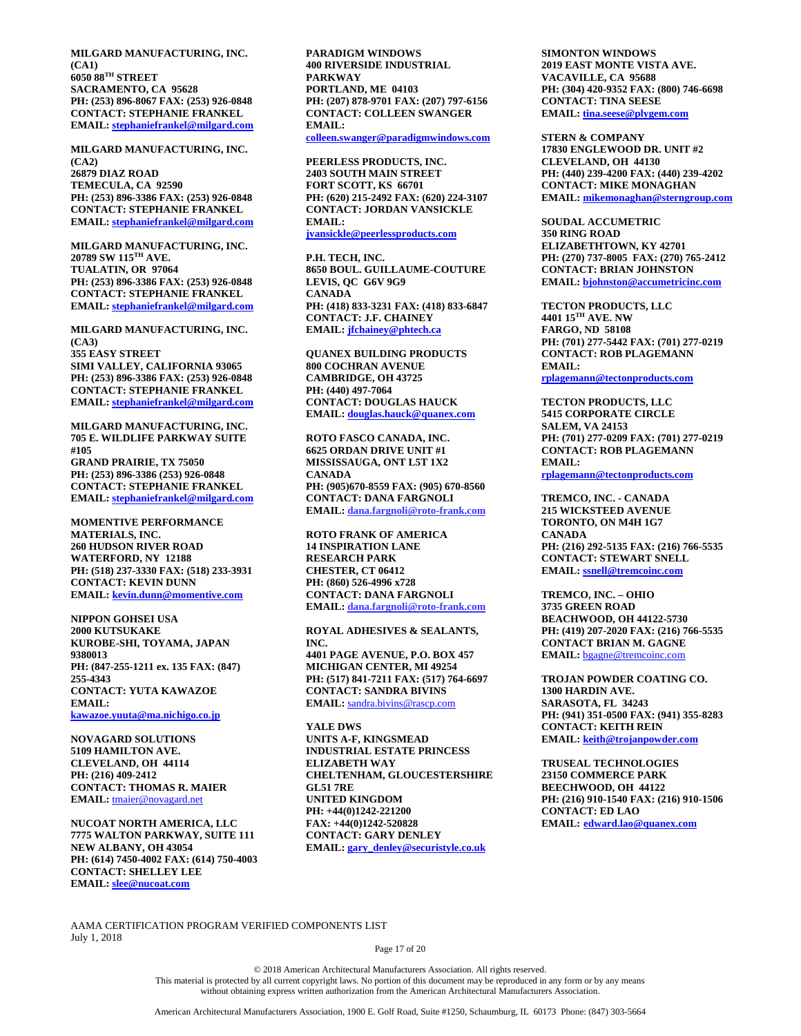**MILGARD MANUFACTURING, INC. (CA1)**
**6050 88TH STREET**
**SACRAMENTO, CA 95628**
**PH: (253) 896-8067 FAX: (253) 926-0848**
**CONTACT: STEPHANIE FRANKEL**
**EMAIL: stephaniefrankel@milgard.com**

**MILGARD MANUFACTURING, INC. (CA2)**
**26879 DIAZ ROAD**
**TEMECULA, CA 92590**
**PH: (253) 896-3386 FAX: (253) 926-0848**
**CONTACT: STEPHANIE FRANKEL**
**EMAIL: stephaniefrankel@milgard.com**

**MILGARD MANUFACTURING, INC.**
**20789 SW 115TH AVE.**
**TUALATIN, OR 97064**
**PH: (253) 896-3386 FAX: (253) 926-0848**
**CONTACT: STEPHANIE FRANKEL**
**EMAIL: stephaniefrankel@milgard.com**

**MILGARD MANUFACTURING, INC. (CA3)**
**355 EASY STREET**
**SIMI VALLEY, CALIFORNIA 93065**
**PH: (253) 896-3386 FAX: (253) 926-0848**
**CONTACT: STEPHANIE FRANKEL**
**EMAIL: stephaniefrankel@milgard.com**

**MILGARD MANUFACTURING, INC.**
**705 E. WILDLIFE PARKWAY SUITE #105**
**GRAND PRAIRIE, TX 75050**
**PH: (253) 896-3386 (253) 926-0848**
**CONTACT: STEPHANIE FRANKEL**
**EMAIL: stephaniefrankel@milgard.com**

**MOMENTIVE PERFORMANCE MATERIALS, INC.**
**260 HUDSON RIVER ROAD**
**WATERFORD, NY 12188**
**PH: (518) 237-3330 FAX: (518) 233-3931**
**CONTACT: KEVIN DUNN**
**EMAIL: kevin.dunn@momentive.com**

**NIPPON GOHSEI USA**
**2000 KUTSUKAKE**
**KUROBE-SHI, TOYAMA, JAPAN 9380013**
**PH: (847-255-1211 ex. 135 FAX: (847) 255-4343**
**CONTACT: YUTA KAWAZOE**
**EMAIL: kawazoe.yuuta@ma.nichigo.co.jp**

**NOVAGARD SOLUTIONS**
**5109 HAMILTON AVE.**
**CLEVELAND, OH 44114**
**PH: (216) 409-2412**
**CONTACT: THOMAS R. MAIER**
**EMAIL:** tmaier@novagard.net

**NUCOAT NORTH AMERICA, LLC**
**7775 WALTON PARKWAY, SUITE 111**
**NEW ALBANY, OH 43054**
**PH: (614) 7450-4002 FAX: (614) 750-4003**
**CONTACT: SHELLEY LEE**
**EMAIL: slee@nucoat.com**

**PARADIGM WINDOWS**
**400 RIVERSIDE INDUSTRIAL PARKWAY**
**PORTLAND, ME 04103**
**PH: (207) 878-9701 FAX: (207) 797-6156**
**CONTACT: COLLEEN SWANGER**
**EMAIL: colleen.swanger@paradigmwindows.com**

**PEERLESS PRODUCTS, INC.**
**2403 SOUTH MAIN STREET**
**FORT SCOTT, KS 66701**
**PH: (620) 215-2492 FAX: (620) 224-3107**
**CONTACT: JORDAN VANSICKLE**
**EMAIL: jvansickle@peerlessproducts.com**

**P.H. TECH, INC.**
**8650 BOUL. GUILLAUME-COUTURE**
**LEVIS, QC G6V 9G9**
**CANADA**
**PH: (418) 833-3231 FAX: (418) 833-6847**
**CONTACT: J.F. CHAINEY**
**EMAIL: jfchainey@phtech.ca**

**QUANEX BUILDING PRODUCTS**
**800 COCHRAN AVENUE**
**CAMBRIDGE, OH 43725**
**PH: (440) 497-7064**
**CONTACT: DOUGLAS HAUCK**
**EMAIL: douglas.hauck@quanex.com**

**ROTO FASCO CANADA, INC.**
**6625 ORDAN DRIVE UNIT #1**
**MISSISSAUGA, ONT L5T 1X2**
**CANADA**
**PH: (905)670-8559 FAX: (905) 670-8560**
**CONTACT: DANA FARGNOLI**
**EMAIL: dana.fargnoli@roto-frank.com**

**ROTO FRANK OF AMERICA**
**14 INSPIRATION LANE**
**RESEARCH PARK**
**CHESTER, CT 06412**
**PH: (860) 526-4996 x728**
**CONTACT: DANA FARGNOLI**
**EMAIL: dana.fargnoli@roto-frank.com**

**ROYAL ADHESIVES & SEALANTS, INC.**
**4401 PAGE AVENUE, P.O. BOX 457**
**MICHIGAN CENTER, MI 49254**
**PH: (517) 841-7211 FAX: (517) 764-6697**
**CONTACT: SANDRA BIVINS**
**EMAIL:** sandra.bivins@rascp.com

**YALE DWS**
**UNITS A-F, KINGSMEAD INDUSTRIAL ESTATE PRINCESS ELIZABETH WAY**
**CHELTENHAM, GLOUCESTERSHIRE GL51 7RE**
**UNITED KINGDOM**
**PH: +44(0)1242-221200**
**FAX: +44(0)1242-520828**
**CONTACT: GARY DENLEY**
**EMAIL: gary_denley@securistyle.co.uk**

**SIMONTON WINDOWS**
**2019 EAST MONTE VISTA AVE.**
**VACAVILLE, CA 95688**
**PH: (304) 420-9352 FAX: (800) 746-6698**
**CONTACT: TINA SEESE**
**EMAIL: tina.seese@plygem.com**

**STERN & COMPANY**
**17830 ENGLEWOOD DR. UNIT #2**
**CLEVELAND, OH 44130**
**PH: (440) 239-4200 FAX: (440) 239-4202**
**CONTACT: MIKE MONAGHAN**
**EMAIL: mikemonaghan@sterngroup.com**

**SOUDAL ACCUMETRIC**
**350 RING ROAD**
**ELIZABETHTOWN, KY 42701**
**PH: (270) 737-8005 FAX: (270) 765-2412**
**CONTACT: BRIAN JOHNSTON**
**EMAIL: bjohnston@accumetricinc.com**

**TECTON PRODUCTS, LLC**
**4401 15TH AVE. NW**
**FARGO, ND 58108**
**PH: (701) 277-5442 FAX: (701) 277-0219**
**CONTACT: ROB PLAGEMANN**
**EMAIL: rplagemann@tectonproducts.com**

**TECTON PRODUCTS, LLC**
**5415 CORPORATE CIRCLE**
**SALEM, VA 24153**
**PH: (701) 277-0209 FAX: (701) 277-0219**
**CONTACT: ROB PLAGEMANN**
**EMAIL: rplagemann@tectonproducts.com**

**TREMCO, INC. - CANADA**
**215 WICKSTEED AVENUE**
**TORONTO, ON M4H 1G7**
**CANADA**
**PH: (216) 292-5135 FAX: (216) 766-5535**
**CONTACT: STEWART SNELL**
**EMAIL: ssnell@tremcoinc.com**

**TREMCO, INC. – OHIO**
**3735 GREEN ROAD**
**BEACHWOOD, OH 44122-5730**
**PH: (419) 207-2020 FAX: (216) 766-5535**
**CONTACT BRIAN M. GAGNE**
**EMAIL:** bgagne@tremcoinc.com

**TROJAN POWDER COATING CO.**
**1300 HARDIN AVE.**
**SARASOTA, FL 34243**
**PH: (941) 351-0500 FAX: (941) 355-8283**
**CONTACT: KEITH REIN**
**EMAIL: keith@trojanpowder.com**

**TRUSEAL TECHNOLOGIES**
**23150 COMMERCE PARK**
**BEECHWOOD, OH 44122**
**PH: (216) 910-1540 FAX: (216) 910-1506**
**CONTACT: ED LAO**
**EMAIL: edward.lao@quanex.com**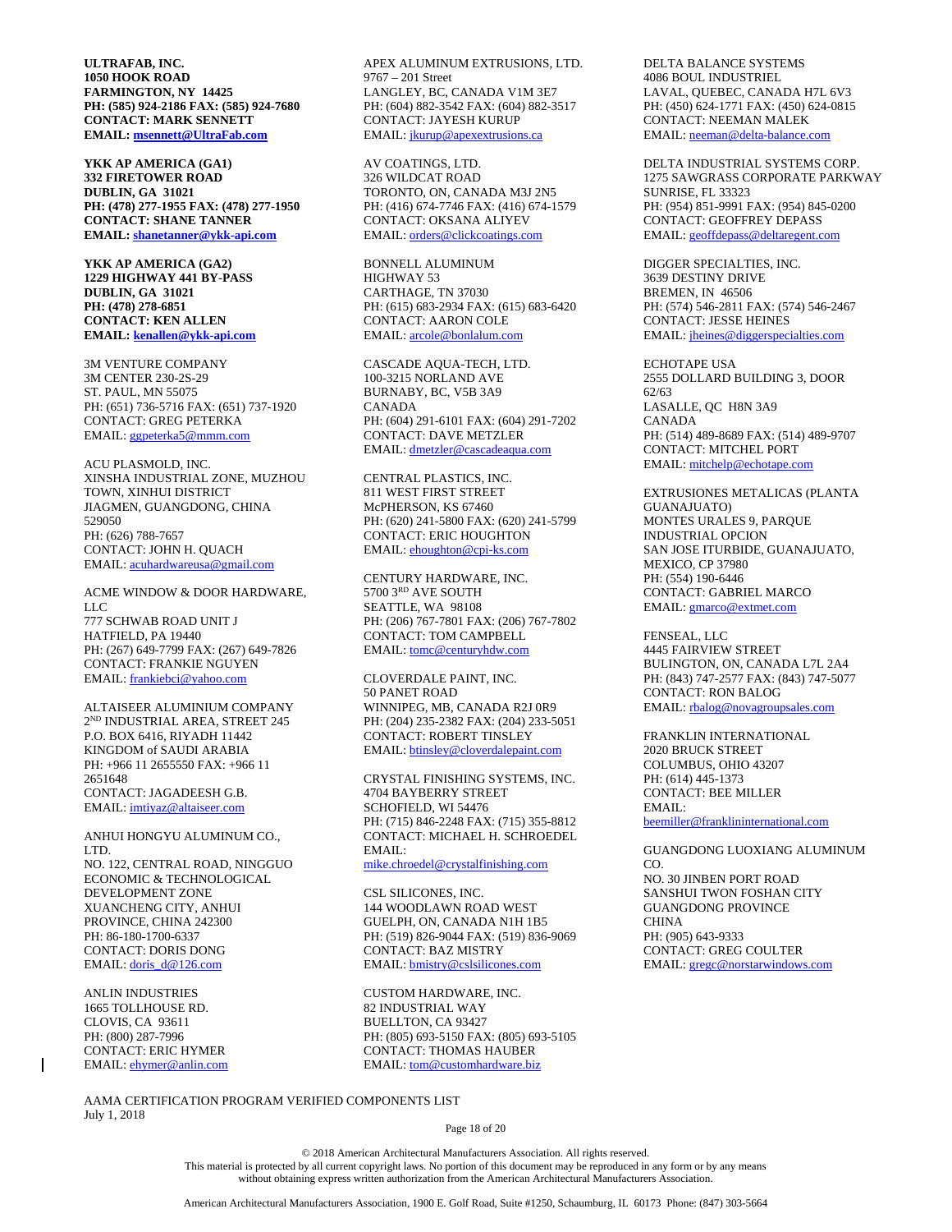**ULTRAFAB, INC.**
**1050 HOOK ROAD**
**FARMINGTON, NY 14425**
**PH: (585) 924-2186 FAX: (585) 924-7680**
**CONTACT: MARK SENNETT**
**EMAIL: msennett@UltraFab.com**

**YKK AP AMERICA (GA1)**
**332 FIRETOWER ROAD**
**DUBLIN, GA 31021**
**PH: (478) 277-1955 FAX: (478) 277-1950**
**CONTACT: SHANE TANNER**
**EMAIL: shanetanner@ykk-api.com**

**YKK AP AMERICA (GA2)**
**1229 HIGHWAY 441 BY-PASS**
**DUBLIN, GA 31021**
**PH: (478) 278-6851**
**CONTACT: KEN ALLEN**
**EMAIL: kenallen@ykk-api.com**

3M VENTURE COMPANY
3M CENTER 230-2S-29
ST. PAUL, MN 55075
PH: (651) 736-5716 FAX: (651) 737-1920
CONTACT: GREG PETERKA
EMAIL: ggpeterka5@mmm.com

ACU PLASMOLD, INC.
XINSHA INDUSTRIAL ZONE, MUZHOU TOWN, XINHUI DISTRICT
JIAGMEN, GUANGDONG, CHINA
529050
PH: (626) 788-7657
CONTACT: JOHN H. QUACH
EMAIL: acuhardwareusa@gmail.com

ACME WINDOW & DOOR HARDWARE, LLC
777 SCHWAB ROAD UNIT J
HATFIELD, PA 19440
PH: (267) 649-7799 FAX: (267) 649-7826
CONTACT: FRANKIE NGUYEN
EMAIL: frankiebci@yahoo.com

ALTAISEER ALUMINIUM COMPANY
2ND INDUSTRIAL AREA, STREET 245
P.O. BOX 6416, RIYADH 11442
KINGDOM of SAUDI ARABIA
PH: +966 11 2655550 FAX: +966 11 2651648
CONTACT: JAGADEESH G.B.
EMAIL: imtiyaz@altaiseer.com

ANHUI HONGYU ALUMINUM CO., LTD.
NO. 122, CENTRAL ROAD, NINGGUO ECONOMIC & TECHNOLOGICAL DEVELOPMENT ZONE
XUANCHENG CITY, ANHUI PROVINCE, CHINA 242300
PH: 86-180-1700-6337
CONTACT: DORIS DONG
EMAIL: doris_d@126.com

ANLIN INDUSTRIES
1665 TOLLHOUSE RD.
CLOVIS, CA 93611
PH: (800) 287-7996
CONTACT: ERIC HYMER
EMAIL: ehymer@anlin.com

APEX ALUMINUM EXTRUSIONS, LTD.
9767 – 201 Street
LANGLEY, BC, CANADA V1M 3E7
PH: (604) 882-3542 FAX: (604) 882-3517
CONTACT: JAYESH KURUP
EMAIL: jkurup@apexextrusions.ca

AV COATINGS, LTD.
326 WILDCAT ROAD
TORONTO, ON, CANADA M3J 2N5
PH: (416) 674-7746 FAX: (416) 674-1579
CONTACT: OKSANA ALIYEV
EMAIL: orders@clickcoatings.com

BONNELL ALUMINUM
HIGHWAY 53
CARTHAGE, TN 37030
PH: (615) 683-2934 FAX: (615) 683-6420
CONTACT: AARON COLE
EMAIL: arcole@bonlalum.com

CASCADE AQUA-TECH, LTD.
100-3215 NORLAND AVE
BURNABY, BC, V5B 3A9
CANADA
PH: (604) 291-6101 FAX: (604) 291-7202
CONTACT: DAVE METZLER
EMAIL: dmetzler@cascadeaqua.com

CENTRAL PLASTICS, INC.
811 WEST FIRST STREET
McPHERSON, KS 67460
PH: (620) 241-5800 FAX: (620) 241-5799
CONTACT: ERIC HOUGHTON
EMAIL: ehoughton@cpi-ks.com

CENTURY HARDWARE, INC.
5700 3RD AVE SOUTH
SEATTLE, WA 98108
PH: (206) 767-7801 FAX: (206) 767-7802
CONTACT: TOM CAMPBELL
EMAIL: tomc@centuryhdw.com

CLOVERDALE PAINT, INC.
50 PANET ROAD
WINNIPEG, MB, CANADA R2J 0R9
PH: (204) 235-2382 FAX: (204) 233-5051
CONTACT: ROBERT TINSLEY
EMAIL: btinsley@cloverdalepaint.com

CRYSTAL FINISHING SYSTEMS, INC.
4704 BAYBERRY STREET
SCHOFIELD, WI 54476
PH: (715) 846-2248 FAX: (715) 355-8812
CONTACT: MICHAEL H. SCHROEDEL
EMAIL: mike.chroedel@crystalfinishing.com

CSL SILICONES, INC.
144 WOODLAWN ROAD WEST
GUELPH, ON, CANADA N1H 1B5
PH: (519) 826-9044 FAX: (519) 836-9069
CONTACT: BAZ MISTRY
EMAIL: bmistry@cslsilicones.com

CUSTOM HARDWARE, INC.
82 INDUSTRIAL WAY
BUELLTON, CA 93427
PH: (805) 693-5150 FAX: (805) 693-5105
CONTACT: THOMAS HAUBER
EMAIL: tom@customhardware.biz

DELTA BALANCE SYSTEMS
4086 BOUL INDUSTRIEL
LAVAL, QUEBEC, CANADA H7L 6V3
PH: (450) 624-1771 FAX: (450) 624-0815
CONTACT: NEEMAN MALEK
EMAIL: neeman@delta-balance.com

DELTA INDUSTRIAL SYSTEMS CORP.
1275 SAWGRASS CORPORATE PARKWAY
SUNRISE, FL 33323
PH: (954) 851-9991 FAX: (954) 845-0200
CONTACT: GEOFFREY DEPASS
EMAIL: geoffdepass@deltaregent.com

DIGGER SPECIALTIES, INC.
3639 DESTINY DRIVE
BREMEN, IN 46506
PH: (574) 546-2811 FAX: (574) 546-2467
CONTACT: JESSE HEINES
EMAIL: jheines@diggerspecialties.com

ECHOTAPE USA
2555 DOLLARD BUILDING 3, DOOR 62/63
LASALLE, QC H8N 3A9
CANADA
PH: (514) 489-8689 FAX: (514) 489-9707
CONTACT: MITCHEL PORT
EMAIL: mitchelp@echotape.com

EXTRUSIONES METALICAS (PLANTA GUANAJUATO)
MONTES URALES 9, PARQUE INDUSTRIAL OPCION
SAN JOSE ITURBIDE, GUANAJUATO, MEXICO, CP 37980
PH: (554) 190-6446
CONTACT: GABRIEL MARCO
EMAIL: gmarco@extmet.com

FENSEAL, LLC
4445 FAIRVIEW STREET
BULINGTON, ON, CANADA L7L 2A4
PH: (843) 747-2577 FAX: (843) 747-5077
CONTACT: RON BALOG
EMAIL: rbalog@novagroupsales.com

FRANKLIN INTERNATIONAL
2020 BRUCK STREET
COLUMBUS, OHIO 43207
PH: (614) 445-1373
CONTACT: BEE MILLER
EMAIL: beemiller@franklininternational.com

GUANGDONG LUOXIANG ALUMINUM CO.
NO. 30 JINBEN PORT ROAD
SANSHUI TWON FOSHAN CITY
GUANGDONG PROVINCE
CHINA
PH: (905) 643-9333
CONTACT: GREG COULTER
EMAIL: gregc@norstarwindows.com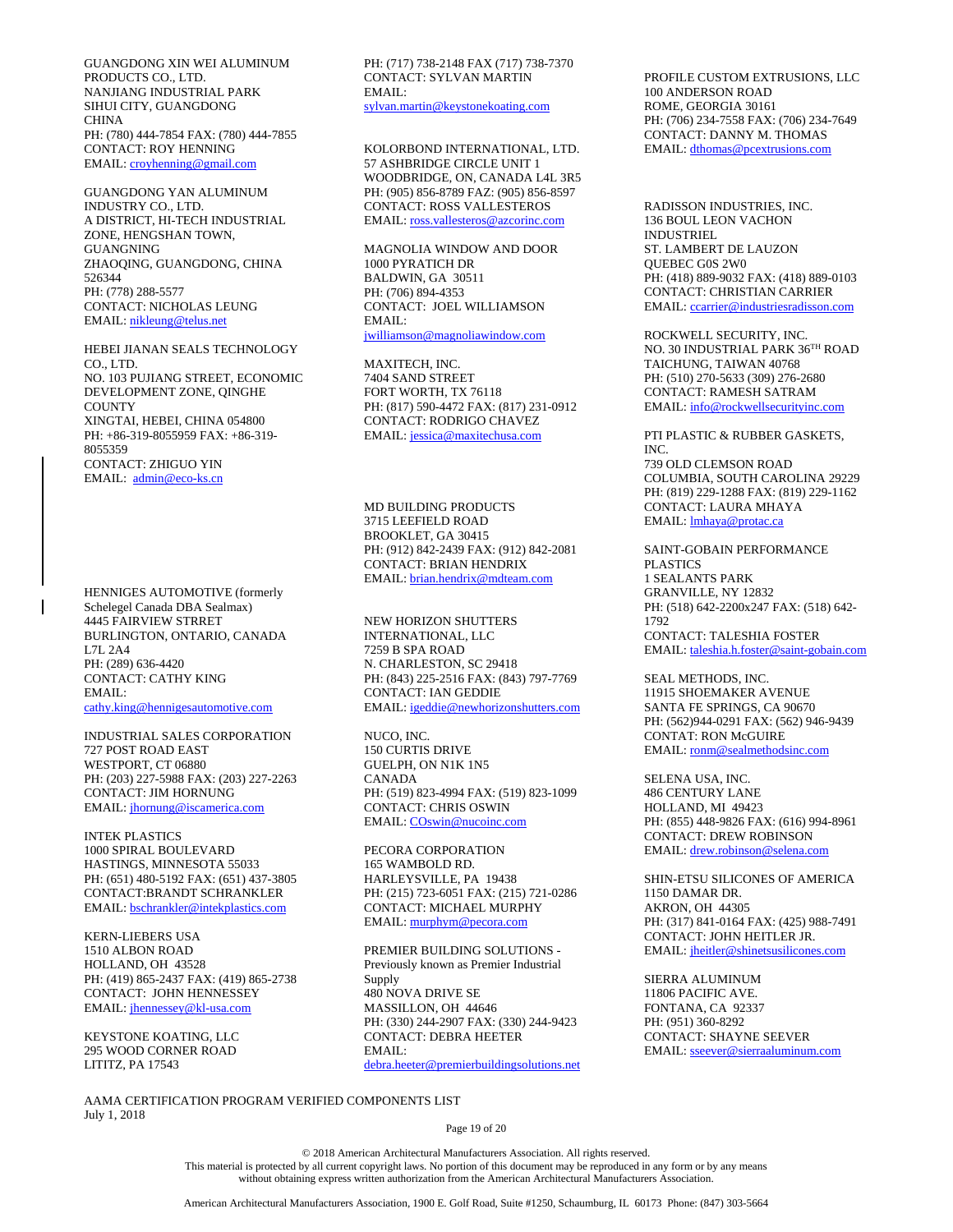GUANGDONG XIN WEI ALUMINUM PRODUCTS CO., LTD.
NANJIANG INDUSTRIAL PARK
SIHUI CITY, GUANGDONG
CHINA
PH: (780) 444-7854 FAX: (780) 444-7855
CONTACT: ROY HENNING
EMAIL: croyhenning@gmail.com

GUANGDONG YAN ALUMINUM INDUSTRY CO., LTD.
A DISTRICT, HI-TECH INDUSTRIAL ZONE, HENGSHAN TOWN, GUANGNING
ZHAOQING, GUANGDONG, CHINA 526344
PH: (778) 288-5577
CONTACT: NICHOLAS LEUNG
EMAIL: nikleung@telus.net

HEBEI JIANAN SEALS TECHNOLOGY CO., LTD.
NO. 103 PUJIANG STREET, ECONOMIC DEVELOPMENT ZONE, QINGHE COUNTY
XINGTAI, HEBEI, CHINA 054800
PH: +86-319-8055959 FAX: +86-319-8055359
CONTACT: ZHIGUO YIN
EMAIL: admin@eco-ks.cn

HENNIGES AUTOMOTIVE (formerly Schelegel Canada DBA Sealmax)
4445 FAIRVIEW STRRET
BURLINGTON, ONTARIO, CANADA L7L 2A4
PH: (289) 636-4420
CONTACT: CATHY KING
EMAIL: cathy.king@hennigesautomotive.com

INDUSTRIAL SALES CORPORATION
727 POST ROAD EAST
WESTPORT, CT 06880
PH: (203) 227-5988 FAX: (203) 227-2263
CONTACT: JIM HORNUNG
EMAIL: jhornung@iscamerica.com

INTEK PLASTICS
1000 SPIRAL BOULEVARD
HASTINGS, MINNESOTA 55033
PH: (651) 480-5192 FAX: (651) 437-3805
CONTACT:BRANDT SCHRANKLER
EMAIL: bschrankler@intekplastics.com

KERN-LIEBERS USA
1510 ALBON ROAD
HOLLAND, OH 43528
PH: (419) 865-2437 FAX: (419) 865-2738
CONTACT: JOHN HENNESSEY
EMAIL: jhennessey@kl-usa.com

KEYSTONE KOATING, LLC
295 WOOD CORNER ROAD
LITITZ, PA 17543
PH: (717) 738-2148 FAX (717) 738-7370
CONTACT: SYLVAN MARTIN
EMAIL: sylvan.martin@keystonekoating.com

KOLORBOND INTERNATIONAL, LTD.
57 ASHBRIDGE CIRCLE UNIT 1
WOODBRIDGE, ON, CANADA L4L 3R5
PH: (905) 856-8789 FAZ: (905) 856-8597
CONTACT: ROSS VALLESTEROS
EMAIL: ross.vallesteros@azcorinc.com

MAGNOLIA WINDOW AND DOOR
1000 PYRATICH DR
BALDWIN, GA 30511
PH: (706) 894-4353
CONTACT: JOEL WILLIAMSON
EMAIL: jwilliamson@magnoliawindow.com

MAXITECH, INC.
7404 SAND STREET
FORT WORTH, TX 76118
PH: (817) 590-4472 FAX: (817) 231-0912
CONTACT: RODRIGO CHAVEZ
EMAIL: jessica@maxitechusa.com

MD BUILDING PRODUCTS
3715 LEEFIELD ROAD
BROOKLET, GA 30415
PH: (912) 842-2439 FAX: (912) 842-2081
CONTACT: BRIAN HENDRIX
EMAIL: brian.hendrix@mdteam.com

NEW HORIZON SHUTTERS INTERNATIONAL, LLC
7259 B SPA ROAD
N. CHARLESTON, SC 29418
PH: (843) 225-2516 FAX: (843) 797-7769
CONTACT: IAN GEDDIE
EMAIL: igeddie@newhorizonshutters.com

NUCO, INC.
150 CURTIS DRIVE
GUELPH, ON N1K 1N5
CANADA
PH: (519) 823-4994 FAX: (519) 823-1099
CONTACT: CHRIS OSWIN
EMAIL: COswin@nucoinc.com

PECORA CORPORATION
165 WAMBOLD RD.
HARLEYSVILLE, PA 19438
PH: (215) 723-6051 FAX: (215) 721-0286
CONTACT: MICHAEL MURPHY
EMAIL: murphym@pecora.com

PREMIER BUILDING SOLUTIONS - Previously known as Premier Industrial Supply
480 NOVA DRIVE SE
MASSILLON, OH 44646
PH: (330) 244-2907 FAX: (330) 244-9423
CONTACT: DEBRA HEETER
EMAIL: debra.heeter@premierbuildingsolutions.net

PROFILE CUSTOM EXTRUSIONS, LLC
100 ANDERSON ROAD
ROME, GEORGIA 30161
PH: (706) 234-7558 FAX: (706) 234-7649
CONTACT: DANNY M. THOMAS
EMAIL: dthomas@pcextrusions.com

RADISSON INDUSTRIES, INC.
136 BOUL LEON VACHON INDUSTRIEL
ST. LAMBERT DE LAUZON
QUEBEC G0S 2W0
PH: (418) 889-9032 FAX: (418) 889-0103
CONTACT: CHRISTIAN CARRIER
EMAIL: ccarrier@industriesradisson.com

ROCKWELL SECURITY, INC.
NO. 30 INDUSTRIAL PARK 36TH ROAD
TAICHUNG, TAIWAN 40768
PH: (510) 270-5633 (309) 276-2680
CONTACT: RAMESH SATRAM
EMAIL: info@rockwellsecurityinc.com

PTI PLASTIC & RUBBER GASKETS, INC.
739 OLD CLEMSON ROAD
COLUMBIA, SOUTH CAROLINA 29229
PH: (819) 229-1288 FAX: (819) 229-1162
CONTACT: LAURA MHAYA
EMAIL: lmhaya@protac.ca

SAINT-GOBAIN PERFORMANCE PLASTICS
1 SEALANTS PARK
GRANVILLE, NY 12832
PH: (518) 642-2200x247 FAX: (518) 642-1792
CONTACT: TALESHIA FOSTER
EMAIL: taleshia.h.foster@saint-gobain.com

SEAL METHODS, INC.
11915 SHOEMAKER AVENUE
SANTA FE SPRINGS, CA 90670
PH: (562)944-0291 FAX: (562) 946-9439
CONTAT: RON McGUIRE
EMAIL: ronm@sealmethodsinc.com

SELENA USA, INC.
486 CENTURY LANE
HOLLAND, MI 49423
PH: (855) 448-9826 FAX: (616) 994-8961
CONTACT: DREW ROBINSON
EMAIL: drew.robinson@selena.com

SHIN-ETSU SILICONES OF AMERICA
1150 DAMAR DR.
AKRON, OH 44305
PH: (317) 841-0164 FAX: (425) 988-7491
CONTACT: JOHN HEITLER JR.
EMAIL: jheitler@shinetsusilicones.com

SIERRA ALUMINUM
11806 PACIFIC AVE.
FONTANA, CA 92337
PH: (951) 360-8292
CONTACT: SHAYNE SEEVER
EMAIL: sseever@sierraaluminum.com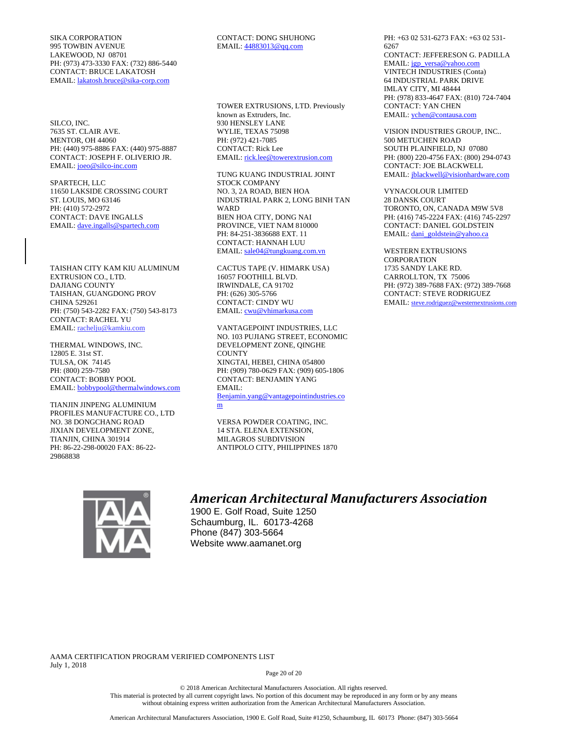SIKA CORPORATION
995 TOWBIN AVENUE
LAKEWOOD, NJ 08701
PH: (973) 473-3330 FAX: (732) 886-5440
CONTACT: BRUCE LAKATOSH
EMAIL: lakatosh.bruce@sika-corp.com

SILCO, INC.
7635 ST. CLAIR AVE.
MENTOR, OH 44060
PH: (440) 975-8886 FAX: (440) 975-8887
CONTACT: JOSEPH F. OLIVERIO JR.
EMAIL: joeo@silco-inc.com

SPARTECH, LLC
11650 LAKSIDE CROSSING COURT
ST. LOUIS, MO 63146
PH: (410) 572-2972
CONTACT: DAVE INGALLS
EMAIL: dave.ingalls@spartech.com

TAISHAN CITY KAM KIU ALUMINUM EXTRUSION CO., LTD.
DAJIANG COUNTY
TAISHAN, GUANGDONG PROV
CHINA 529261
PH: (750) 543-2282 FAX: (750) 543-8173
CONTACT: RACHEL YU
EMAIL: rachelju@kamkiu.com

THERMAL WINDOWS, INC.
12805 E. 31st ST.
TULSA, OK 74145
PH: (800) 259-7580
CONTACT: BOBBY POOL
EMAIL: bobbypool@thermalwindows.com

TIANJIN JINPENG ALUMINIUM PROFILES MANUFACTURE CO., LTD
NO. 38 DONGCHANG ROAD
JIXIAN DEVELOPMENT ZONE,
TIANJIN, CHINA 301914
PH: 86-22-298-00020 FAX: 86-22-29868838
CONTACT: DONG SHUHONG
EMAIL: 44883013@qq.com

TOWER EXTRUSIONS, LTD. Previously known as Extruders, Inc.
930 HENSLEY LANE
WYLIE, TEXAS 75098
PH: (972) 421-7085
CONTACT: Rick Lee
EMAIL: rick.lee@towerextrusion.com

TUNG KUANG INDUSTRIAL JOINT STOCK COMPANY
NO. 3, 2A ROAD, BIEN HOA INDUSTRIAL PARK 2, LONG BINH TAN WARD
BIEN HOA CITY, DONG NAI PROVINCE, VIET NAM 810000
PH: 84-251-3836688 EXT. 11
CONTACT: HANNAH LUU
EMAIL: sale04@tungkuang.com.vn

CACTUS TAPE (V. HIMARK USA)
16057 FOOTHILL BLVD.
IRWINDALE, CA 91702
PH: (626) 305-5766
CONTACT: CINDY WU
EMAIL: cwu@vhimarkusa.com

VANTAGEPOINT INDUSTRIES, LLC
NO. 103 PUJIANG STREET, ECONOMIC DEVELOPMENT ZONE, QINGHE COUNTY
XINGTAI, HEBEI, CHINA 054800
PH: (909) 780-0629 FAX: (909) 605-1806
CONTACT: BENJAMIN YANG
EMAIL: Benjamin.yang@vantagepointindustries.com

VERSA POWDER COATING, INC.
14 STA. ELENA EXTENSION,
MILAGROS SUBDIVISION
ANTIPOLO CITY, PHILIPPINES 1870
PH: +63 02 531-6273 FAX: +63 02 531-6267
CONTACT: JEFFERESON G. PADILLA
EMAIL: jgp_versa@yahoo.com

VINTECH INDUSTRIES (Conta)
64 INDUSTRIAL PARK DRIVE
IMLAY CITY, MI 48444
PH: (978) 833-4647 FAX: (810) 724-7404
CONTACT: YAN CHEN
EMAIL: ychen@contausa.com

VISION INDUSTRIES GROUP, INC..
500 METUCHEN ROAD
SOUTH PLAINFIELD, NJ 07080
PH: (800) 220-4756 FAX: (800) 294-0743
CONTACT: JOE BLACKWELL
EMAIL: jblackwell@visionhardware.com

VYNACOLOUR LIMITED
28 DANSK COURT
TORONTO, ON, CANADA M9W 5V8
PH: (416) 745-2224 FAX: (416) 745-2297
CONTACT: DANIEL GOLDSTEIN
EMAIL: dani_goldstein@yahoo.ca

WESTERN EXTRUSIONS CORPORATION
1735 SANDY LAKE RD.
CARROLLTON, TX 75006
PH: (972) 389-7688 FAX: (972) 389-7668
CONTACT: STEVE RODRIGUEZ
EMAIL: steve.rodriguez@westernextrusions.com

***American Architectural Manufacturers Association***
1900 E. Golf Road, Suite 1250
Schaumburg, IL. 60173-4268
Phone (847) 303-5664
Website www.aamanet.org